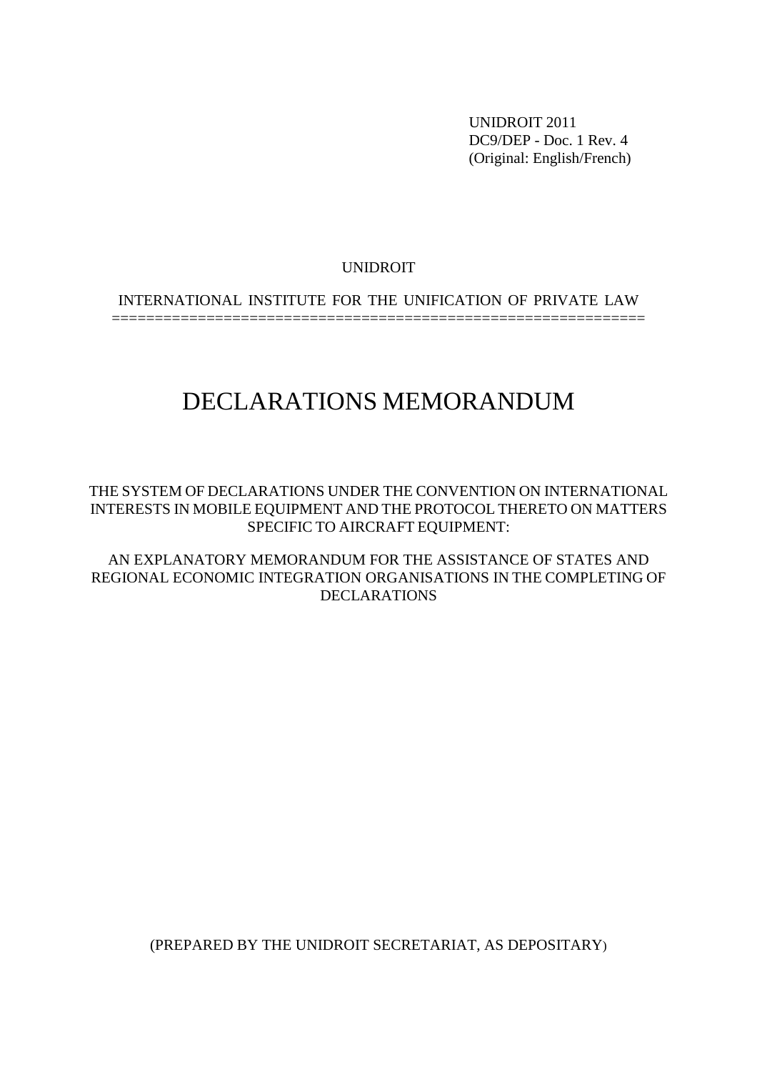UNIDROIT 2011
DC9/DEP - Doc. 1 Rev. 4
(Original: English/French)

UNIDROIT

INTERNATIONAL INSTITUTE FOR THE UNIFICATION OF PRIVATE LAW

# DECLARATIONS MEMORANDUM

THE SYSTEM OF DECLARATIONS UNDER THE CONVENTION ON INTERNATIONAL INTERESTS IN MOBILE EQUIPMENT AND THE PROTOCOL THERETO ON MATTERS SPECIFIC TO AIRCRAFT EQUIPMENT:

AN EXPLANATORY MEMORANDUM FOR THE ASSISTANCE OF STATES AND REGIONAL ECONOMIC INTEGRATION ORGANISATIONS IN THE COMPLETING OF DECLARATIONS

(PREPARED BY THE UNIDROIT SECRETARIAT, AS DEPOSITARY)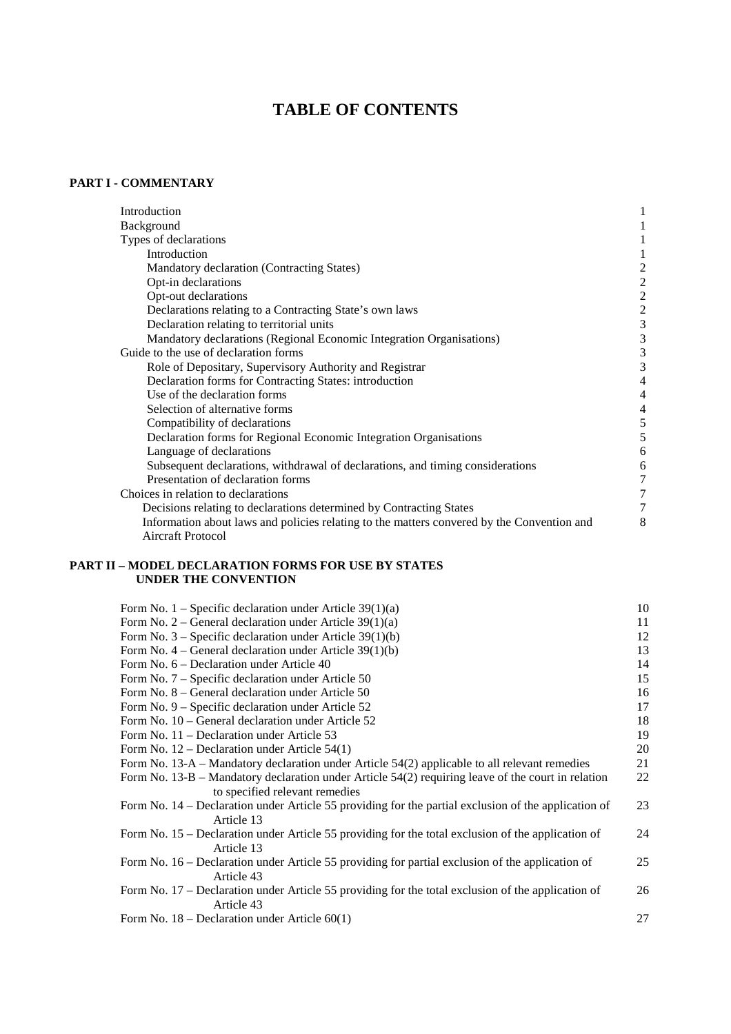# TABLE OF CONTENTS

## PART I - COMMENTARY

| | |
|---|---|
| Introduction | 1 |
| Background | 1 |
| Types of declarations | 1 |
| Introduction | 1 |
| Mandatory declaration (Contracting States) | 2 |
| Opt-in declarations | 2 |
| Opt-out declarations | 2 |
| Declarations relating to a Contracting State's own laws | 2 |
| Declaration relating to territorial units | 3 |
| Mandatory declarations (Regional Economic Integration Organisations) | 3 |
| Guide to the use of declaration forms | 3 |
| Role of Depositary, Supervisory Authority and Registrar | 3 |
| Declaration forms for Contracting States: introduction | 4 |
| Use of the declaration forms | 4 |
| Selection of alternative forms | 4 |
| Compatibility of declarations | 5 |
| Declaration forms for Regional Economic Integration Organisations | 5 |
| Language of declarations | 6 |
| Subsequent declarations, withdrawal of declarations, and timing considerations | 6 |
| Presentation of declaration forms | 7 |
| Choices in relation to declarations | 7 |
| Decisions relating to declarations determined by Contracting States | 7 |
| Information about laws and policies relating to the matters convered by the Convention and Aircraft Protocol | 8 |

## PART II – MODEL DECLARATION FORMS FOR USE BY STATES UNDER THE CONVENTION

| | |
|---|---|
| Form No. 1 – Specific declaration under Article 39(1)(a) | 10 |
| Form No. 2 – General declaration under Article 39(1)(a) | 11 |
| Form No. 3 – Specific declaration under Article 39(1)(b) | 12 |
| Form No. 4 – General declaration under Article 39(1)(b) | 13 |
| Form No. 6 – Declaration under Article 40 | 14 |
| Form No. 7 – Specific declaration under Article 50 | 15 |
| Form No. 8 – General declaration under Article 50 | 16 |
| Form No. 9 – Specific declaration under Article 52 | 17 |
| Form No. 10 – General declaration under Article 52 | 18 |
| Form No. 11 – Declaration under Article 53 | 19 |
| Form No. 12 – Declaration under Article 54(1) | 20 |
| Form No. 13-A – Mandatory declaration under Article 54(2) applicable to all relevant remedies | 21 |
| Form No. 13-B – Mandatory declaration under Article 54(2) requiring leave of the court in relation to specified relevant remedies | 22 |
| Form No. 14 – Declaration under Article 55 providing for the partial exclusion of the application of Article 13 | 23 |
| Form No. 15 – Declaration under Article 55 providing for the total exclusion of the application of Article 13 | 24 |
| Form No. 16 – Declaration under Article 55 providing for partial exclusion of the application of Article 43 | 25 |
| Form No. 17 – Declaration under Article 55 providing for the total exclusion of the application of Article 43 | 26 |
| Form No. 18 – Declaration under Article 60(1) | 27 |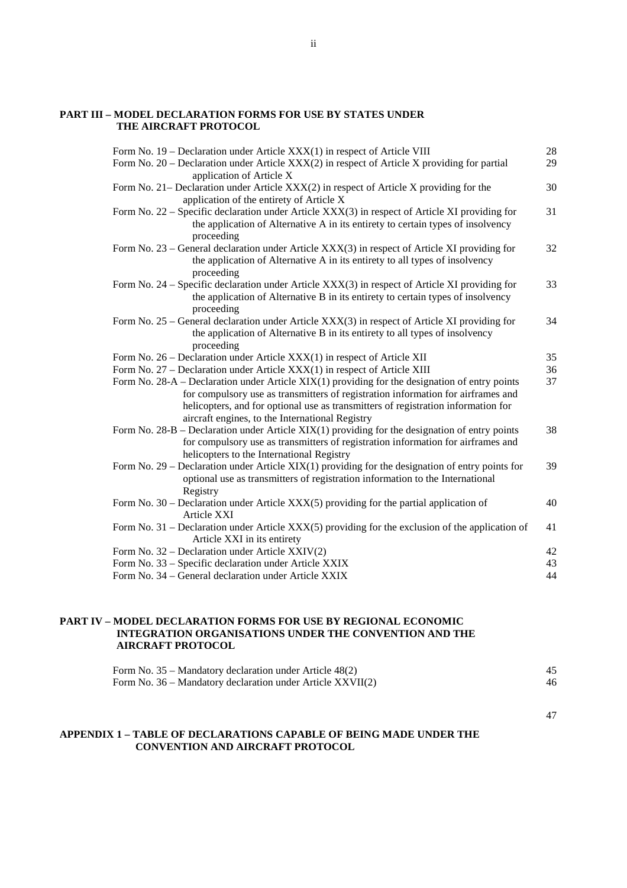## PART III – MODEL DECLARATION FORMS FOR USE BY STATES UNDER THE AIRCRAFT PROTOCOL

| | |
|---|---|
| Form No. 19 – Declaration under Article XXX(1) in respect of Article VIII | 28 |
| Form No. 20 – Declaration under Article XXX(2) in respect of Article X providing for partial application of Article X | 29 |
| Form No. 21– Declaration under Article XXX(2) in respect of Article X providing for the application of the entirety of Article X | 30 |
| Form No. 22 – Specific declaration under Article XXX(3) in respect of Article XI providing for the application of Alternative A in its entirety to certain types of insolvency proceeding | 31 |
| Form No. 23 – General declaration under Article XXX(3) in respect of Article XI providing for the application of Alternative A in its entirety to all types of insolvency proceeding | 32 |
| Form No. 24 – Specific declaration under Article XXX(3) in respect of Article XI providing for the application of Alternative B in its entirety to certain types of insolvency proceeding | 33 |
| Form No. 25 – General declaration under Article XXX(3) in respect of Article XI providing for the application of Alternative B in its entirety to all types of insolvency proceeding | 34 |
| Form No. 26 – Declaration under Article XXX(1) in respect of Article XII | 35 |
| Form No. 27 – Declaration under Article XXX(1) in respect of Article XIII | 36 |
| Form No. 28-A – Declaration under Article XIX(1) providing for the designation of entry points for compulsory use as transmitters of registration information for airframes and helicopters, and for optional use as transmitters of registration information for aircraft engines, to the International Registry | 37 |
| Form No. 28-B – Declaration under Article XIX(1) providing for the designation of entry points for compulsory use as transmitters of registration information for airframes and helicopters to the International Registry | 38 |
| Form No. 29 – Declaration under Article XIX(1) providing for the designation of entry points for optional use as transmitters of registration information to the International Registry | 39 |
| Form No. 30 – Declaration under Article XXX(5) providing for the partial application of Article XXI | 40 |
| Form No. 31 – Declaration under Article XXX(5) providing for the exclusion of the application of Article XXI in its entirety | 41 |
| Form No. 32 – Declaration under Article XXIV(2) | 42 |
| Form No. 33 – Specific declaration under Article XXIX | 43 |
| Form No. 34 – General declaration under Article XXIX | 44 |

## PART IV – MODEL DECLARATION FORMS FOR USE BY REGIONAL ECONOMIC INTEGRATION ORGANISATIONS UNDER THE CONVENTION AND THE AIRCRAFT PROTOCOL

| | |
|---|---|
| Form No. 35 – Mandatory declaration under Article 48(2) | 45 |
| Form No. 36 – Mandatory declaration under Article XXVII(2) | 46 |

## APPENDIX 1 – TABLE OF DECLARATIONS CAPABLE OF BEING MADE UNDER THE CONVENTION AND AIRCRAFT PROTOCOL — 47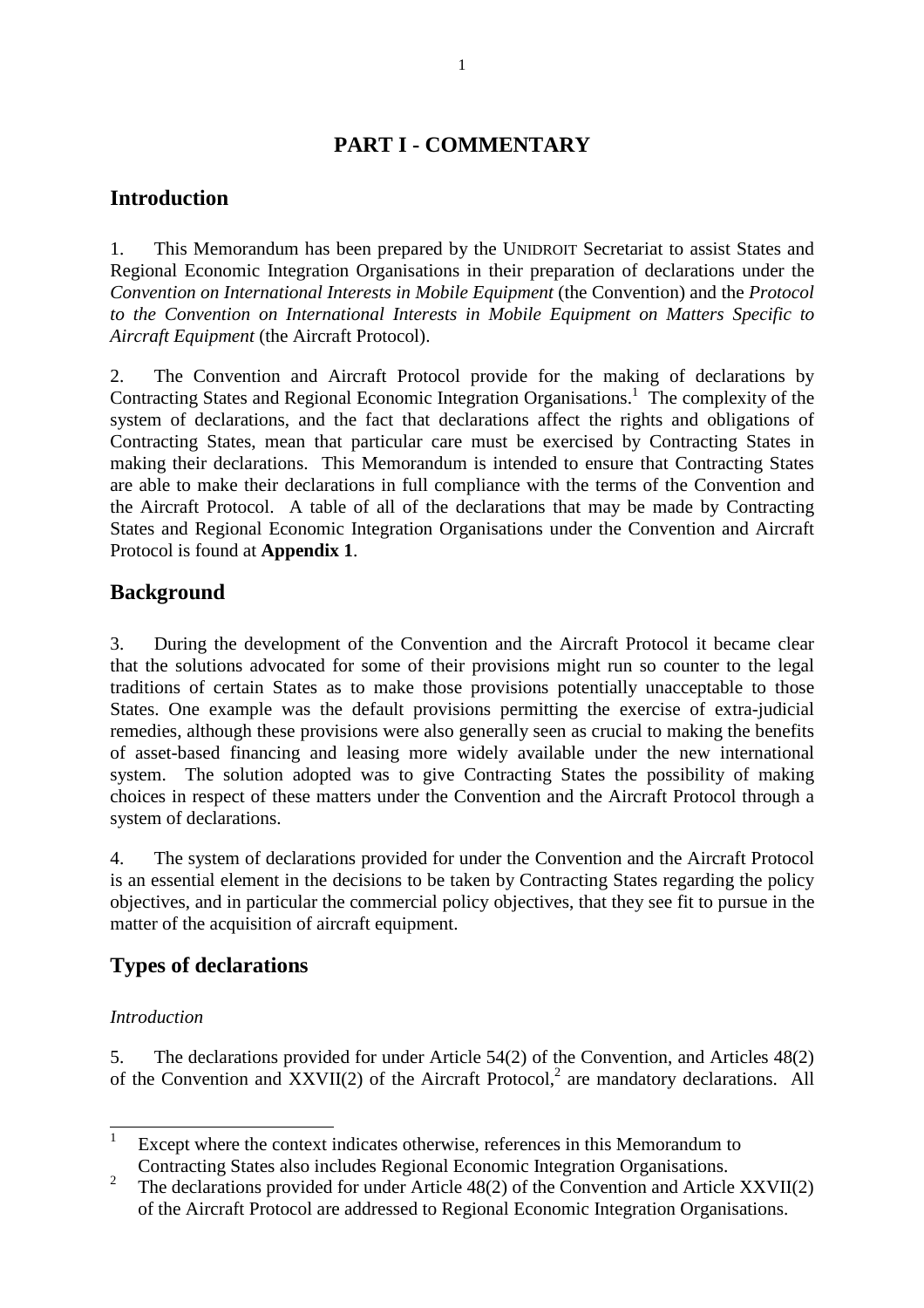# PART I - COMMENTARY

## Introduction

1. This Memorandum has been prepared by the UNIDROIT Secretariat to assist States and Regional Economic Integration Organisations in their preparation of declarations under the *Convention on International Interests in Mobile Equipment* (the Convention) and the *Protocol to the Convention on International Interests in Mobile Equipment on Matters Specific to Aircraft Equipment* (the Aircraft Protocol).

2. The Convention and Aircraft Protocol provide for the making of declarations by Contracting States and Regional Economic Integration Organisations.[1] The complexity of the system of declarations, and the fact that declarations affect the rights and obligations of Contracting States, mean that particular care must be exercised by Contracting States in making their declarations. This Memorandum is intended to ensure that Contracting States are able to make their declarations in full compliance with the terms of the Convention and the Aircraft Protocol. A table of all of the declarations that may be made by Contracting States and Regional Economic Integration Organisations under the Convention and Aircraft Protocol is found at **Appendix 1**.

## Background

3. During the development of the Convention and the Aircraft Protocol it became clear that the solutions advocated for some of their provisions might run so counter to the legal traditions of certain States as to make those provisions potentially unacceptable to those States. One example was the default provisions permitting the exercise of extra-judicial remedies, although these provisions were also generally seen as crucial to making the benefits of asset-based financing and leasing more widely available under the new international system. The solution adopted was to give Contracting States the possibility of making choices in respect of these matters under the Convention and the Aircraft Protocol through a system of declarations.

4. The system of declarations provided for under the Convention and the Aircraft Protocol is an essential element in the decisions to be taken by Contracting States regarding the policy objectives, and in particular the commercial policy objectives, that they see fit to pursue in the matter of the acquisition of aircraft equipment.

## Types of declarations

*Introduction*

5. The declarations provided for under Article 54(2) of the Convention, and Articles 48(2) of the Convention and XXVII(2) of the Aircraft Protocol,[2] are mandatory declarations. All

[1] Except where the context indicates otherwise, references in this Memorandum to Contracting States also includes Regional Economic Integration Organisations.

[2] The declarations provided for under Article 48(2) of the Convention and Article XXVII(2) of the Aircraft Protocol are addressed to Regional Economic Integration Organisations.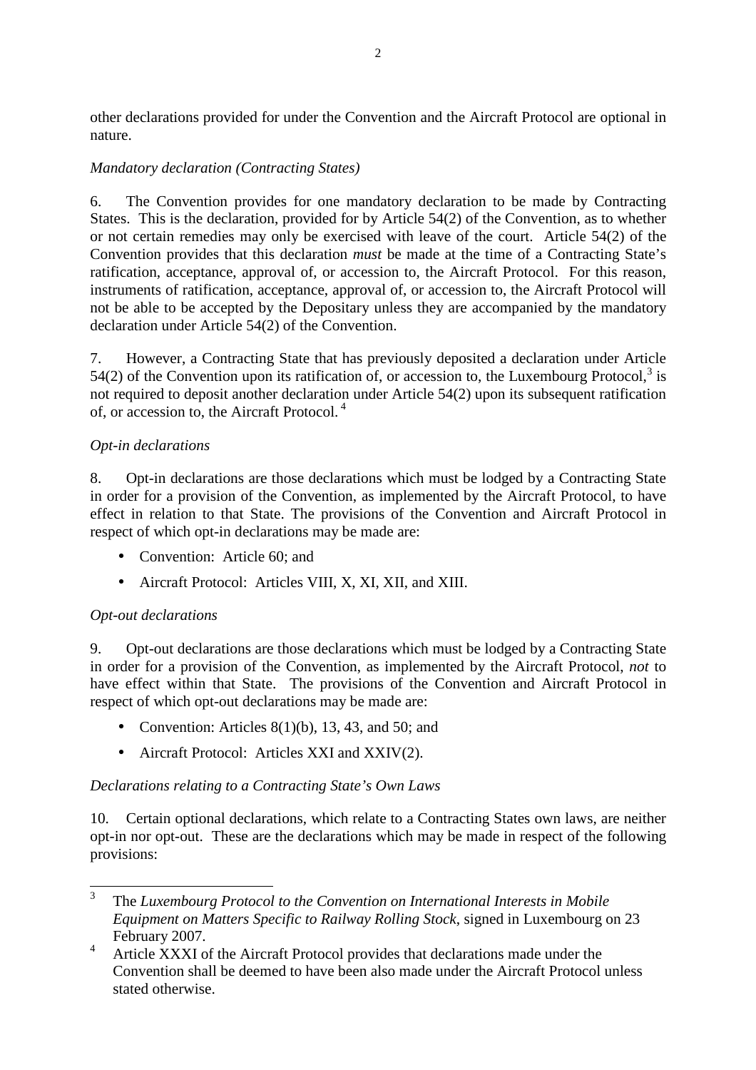other declarations provided for under the Convention and the Aircraft Protocol are optional in nature.

*Mandatory declaration (Contracting States)*

6. The Convention provides for one mandatory declaration to be made by Contracting States. This is the declaration, provided for by Article 54(2) of the Convention, as to whether or not certain remedies may only be exercised with leave of the court. Article 54(2) of the Convention provides that this declaration *must* be made at the time of a Contracting State's ratification, acceptance, approval of, or accession to, the Aircraft Protocol. For this reason, instruments of ratification, acceptance, approval of, or accession to, the Aircraft Protocol will not be able to be accepted by the Depositary unless they are accompanied by the mandatory declaration under Article 54(2) of the Convention.

7. However, a Contracting State that has previously deposited a declaration under Article 54(2) of the Convention upon its ratification of, or accession to, the Luxembourg Protocol,[3] is not required to deposit another declaration under Article 54(2) upon its subsequent ratification of, or accession to, the Aircraft Protocol.[4]

*Opt-in declarations*

8. Opt-in declarations are those declarations which must be lodged by a Contracting State in order for a provision of the Convention, as implemented by the Aircraft Protocol, to have effect in relation to that State. The provisions of the Convention and Aircraft Protocol in respect of which opt-in declarations may be made are:

- Convention: Article 60; and
- Aircraft Protocol: Articles VIII, X, XI, XII, and XIII.

*Opt-out declarations*

9. Opt-out declarations are those declarations which must be lodged by a Contracting State in order for a provision of the Convention, as implemented by the Aircraft Protocol, *not* to have effect within that State. The provisions of the Convention and Aircraft Protocol in respect of which opt-out declarations may be made are:

- Convention: Articles 8(1)(b), 13, 43, and 50; and
- Aircraft Protocol: Articles XXI and XXIV(2).

*Declarations relating to a Contracting State's Own Laws*

10. Certain optional declarations, which relate to a Contracting States own laws, are neither opt-in nor opt-out. These are the declarations which may be made in respect of the following provisions:

---

[3] The *Luxembourg Protocol to the Convention on International Interests in Mobile Equipment on Matters Specific to Railway Rolling Stock*, signed in Luxembourg on 23 February 2007.

[4] Article XXXI of the Aircraft Protocol provides that declarations made under the Convention shall be deemed to have been also made under the Aircraft Protocol unless stated otherwise.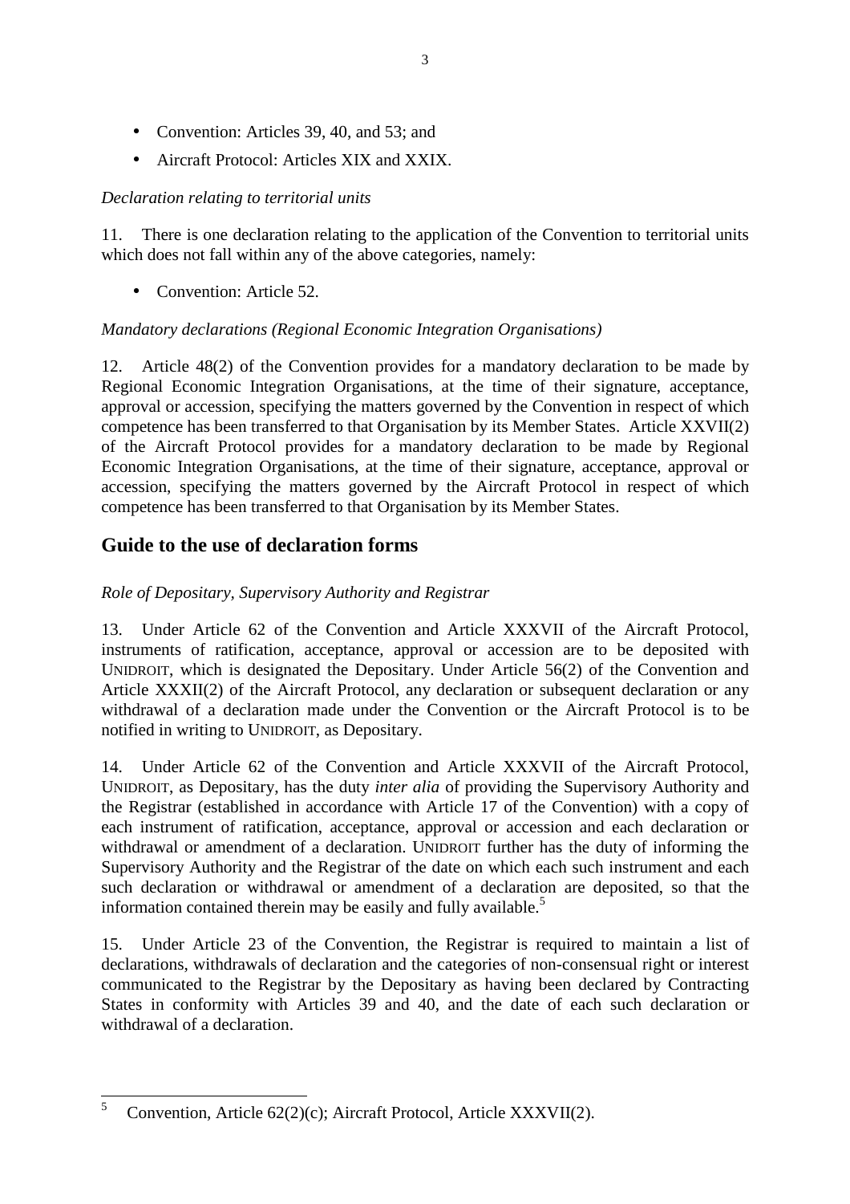- Convention: Articles 39, 40, and 53; and
- Aircraft Protocol: Articles XIX and XXIX.

*Declaration relating to territorial units*

11. There is one declaration relating to the application of the Convention to territorial units which does not fall within any of the above categories, namely:

- Convention: Article 52.

*Mandatory declarations (Regional Economic Integration Organisations)*

12. Article 48(2) of the Convention provides for a mandatory declaration to be made by Regional Economic Integration Organisations, at the time of their signature, acceptance, approval or accession, specifying the matters governed by the Convention in respect of which competence has been transferred to that Organisation by its Member States. Article XXVII(2) of the Aircraft Protocol provides for a mandatory declaration to be made by Regional Economic Integration Organisations, at the time of their signature, acceptance, approval or accession, specifying the matters governed by the Aircraft Protocol in respect of which competence has been transferred to that Organisation by its Member States.

## Guide to the use of declaration forms

*Role of Depositary, Supervisory Authority and Registrar*

13. Under Article 62 of the Convention and Article XXXVII of the Aircraft Protocol, instruments of ratification, acceptance, approval or accession are to be deposited with UNIDROIT, which is designated the Depositary. Under Article 56(2) of the Convention and Article XXXII(2) of the Aircraft Protocol, any declaration or subsequent declaration or any withdrawal of a declaration made under the Convention or the Aircraft Protocol is to be notified in writing to UNIDROIT, as Depositary.

14. Under Article 62 of the Convention and Article XXXVII of the Aircraft Protocol, UNIDROIT, as Depositary, has the duty *inter alia* of providing the Supervisory Authority and the Registrar (established in accordance with Article 17 of the Convention) with a copy of each instrument of ratification, acceptance, approval or accession and each declaration or withdrawal or amendment of a declaration. UNIDROIT further has the duty of informing the Supervisory Authority and the Registrar of the date on which each such instrument and each such declaration or withdrawal or amendment of a declaration are deposited, so that the information contained therein may be easily and fully available.[5]

15. Under Article 23 of the Convention, the Registrar is required to maintain a list of declarations, withdrawals of declaration and the categories of non-consensual right or interest communicated to the Registrar by the Depositary as having been declared by Contracting States in conformity with Articles 39 and 40, and the date of each such declaration or withdrawal of a declaration.

[5] Convention, Article 62(2)(c); Aircraft Protocol, Article XXXVII(2).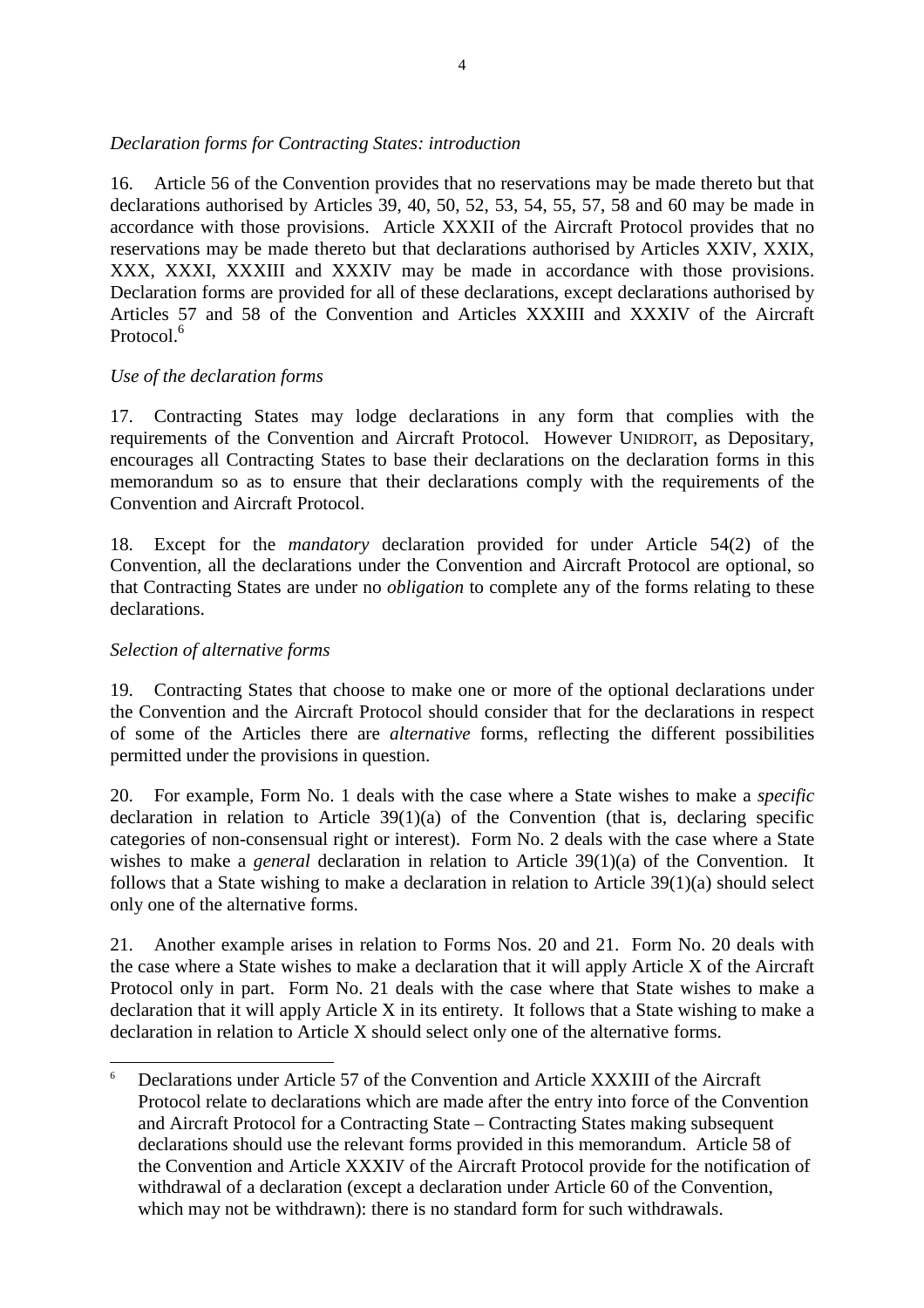*Declaration forms for Contracting States: introduction*

16. Article 56 of the Convention provides that no reservations may be made thereto but that declarations authorised by Articles 39, 40, 50, 52, 53, 54, 55, 57, 58 and 60 may be made in accordance with those provisions. Article XXXII of the Aircraft Protocol provides that no reservations may be made thereto but that declarations authorised by Articles XXIV, XXIX, XXX, XXXI, XXXIII and XXXIV may be made in accordance with those provisions. Declaration forms are provided for all of these declarations, except declarations authorised by Articles 57 and 58 of the Convention and Articles XXXIII and XXXIV of the Aircraft Protocol.[6]

*Use of the declaration forms*

17. Contracting States may lodge declarations in any form that complies with the requirements of the Convention and Aircraft Protocol. However UNIDROIT, as Depositary, encourages all Contracting States to base their declarations on the declaration forms in this memorandum so as to ensure that their declarations comply with the requirements of the Convention and Aircraft Protocol.

18. Except for the *mandatory* declaration provided for under Article 54(2) of the Convention, all the declarations under the Convention and Aircraft Protocol are optional, so that Contracting States are under no *obligation* to complete any of the forms relating to these declarations.

*Selection of alternative forms*

19. Contracting States that choose to make one or more of the optional declarations under the Convention and the Aircraft Protocol should consider that for the declarations in respect of some of the Articles there are *alternative* forms, reflecting the different possibilities permitted under the provisions in question.

20. For example, Form No. 1 deals with the case where a State wishes to make a *specific* declaration in relation to Article 39(1)(a) of the Convention (that is, declaring specific categories of non-consensual right or interest). Form No. 2 deals with the case where a State wishes to make a *general* declaration in relation to Article 39(1)(a) of the Convention. It follows that a State wishing to make a declaration in relation to Article 39(1)(a) should select only one of the alternative forms.

21. Another example arises in relation to Forms Nos. 20 and 21. Form No. 20 deals with the case where a State wishes to make a declaration that it will apply Article X of the Aircraft Protocol only in part. Form No. 21 deals with the case where that State wishes to make a declaration that it will apply Article X in its entirety. It follows that a State wishing to make a declaration in relation to Article X should select only one of the alternative forms.

---

[6] Declarations under Article 57 of the Convention and Article XXXIII of the Aircraft Protocol relate to declarations which are made after the entry into force of the Convention and Aircraft Protocol for a Contracting State – Contracting States making subsequent declarations should use the relevant forms provided in this memorandum. Article 58 of the Convention and Article XXXIV of the Aircraft Protocol provide for the notification of withdrawal of a declaration (except a declaration under Article 60 of the Convention, which may not be withdrawn): there is no standard form for such withdrawals.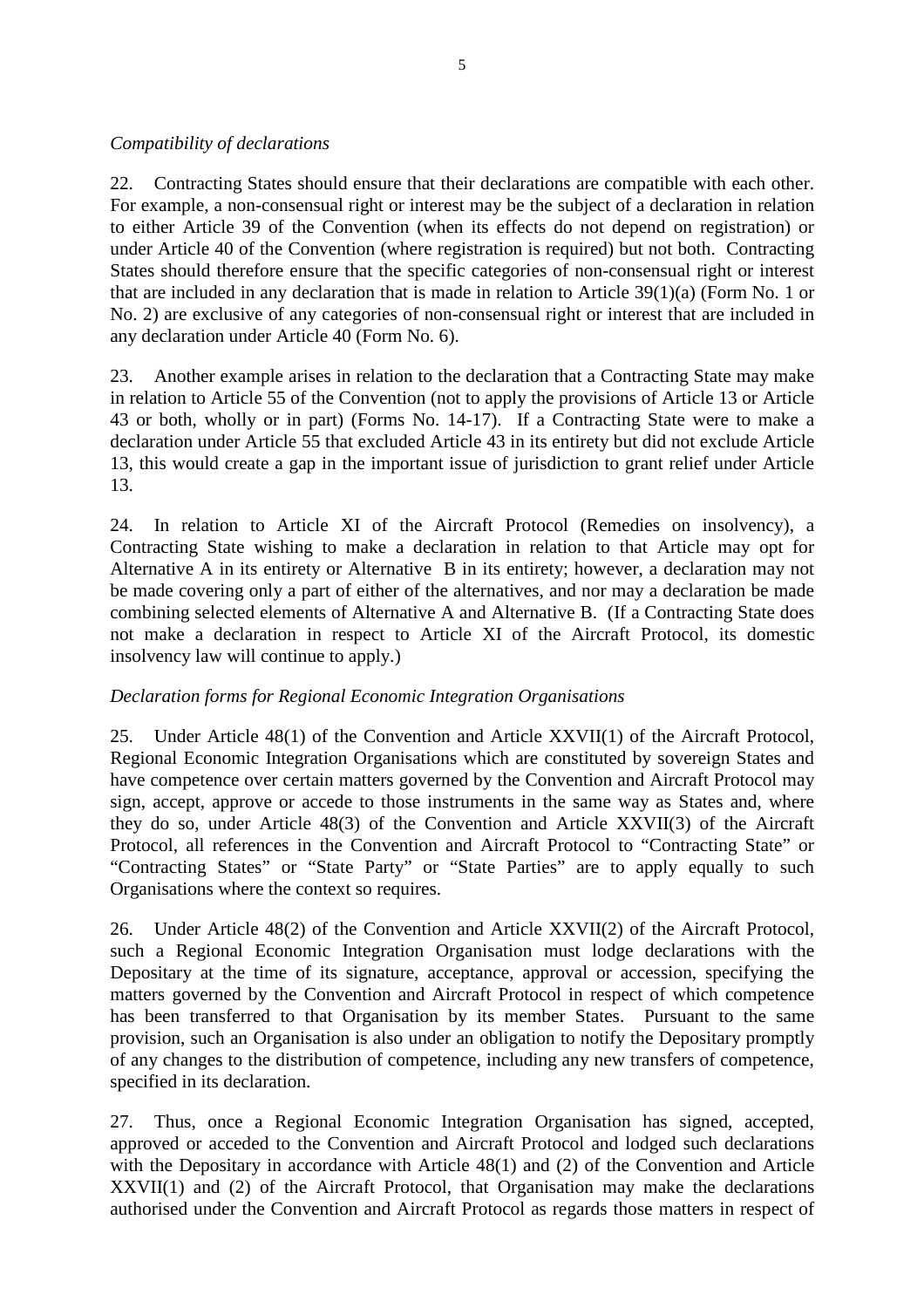*Compatibility of declarations*

22. Contracting States should ensure that their declarations are compatible with each other. For example, a non-consensual right or interest may be the subject of a declaration in relation to either Article 39 of the Convention (when its effects do not depend on registration) or under Article 40 of the Convention (where registration is required) but not both. Contracting States should therefore ensure that the specific categories of non-consensual right or interest that are included in any declaration that is made in relation to Article 39(1)(a) (Form No. 1 or No. 2) are exclusive of any categories of non-consensual right or interest that are included in any declaration under Article 40 (Form No. 6).

23. Another example arises in relation to the declaration that a Contracting State may make in relation to Article 55 of the Convention (not to apply the provisions of Article 13 or Article 43 or both, wholly or in part) (Forms No. 14-17). If a Contracting State were to make a declaration under Article 55 that excluded Article 43 in its entirety but did not exclude Article 13, this would create a gap in the important issue of jurisdiction to grant relief under Article 13.

24. In relation to Article XI of the Aircraft Protocol (Remedies on insolvency), a Contracting State wishing to make a declaration in relation to that Article may opt for Alternative A in its entirety or Alternative B in its entirety; however, a declaration may not be made covering only a part of either of the alternatives, and nor may a declaration be made combining selected elements of Alternative A and Alternative B. (If a Contracting State does not make a declaration in respect to Article XI of the Aircraft Protocol, its domestic insolvency law will continue to apply.)

*Declaration forms for Regional Economic Integration Organisations*

25. Under Article 48(1) of the Convention and Article XXVII(1) of the Aircraft Protocol, Regional Economic Integration Organisations which are constituted by sovereign States and have competence over certain matters governed by the Convention and Aircraft Protocol may sign, accept, approve or accede to those instruments in the same way as States and, where they do so, under Article 48(3) of the Convention and Article XXVII(3) of the Aircraft Protocol, all references in the Convention and Aircraft Protocol to "Contracting State" or "Contracting States" or "State Party" or "State Parties" are to apply equally to such Organisations where the context so requires.

26. Under Article 48(2) of the Convention and Article XXVII(2) of the Aircraft Protocol, such a Regional Economic Integration Organisation must lodge declarations with the Depositary at the time of its signature, acceptance, approval or accession, specifying the matters governed by the Convention and Aircraft Protocol in respect of which competence has been transferred to that Organisation by its member States. Pursuant to the same provision, such an Organisation is also under an obligation to notify the Depositary promptly of any changes to the distribution of competence, including any new transfers of competence, specified in its declaration.

27. Thus, once a Regional Economic Integration Organisation has signed, accepted, approved or acceded to the Convention and Aircraft Protocol and lodged such declarations with the Depositary in accordance with Article 48(1) and (2) of the Convention and Article XXVII(1) and (2) of the Aircraft Protocol, that Organisation may make the declarations authorised under the Convention and Aircraft Protocol as regards those matters in respect of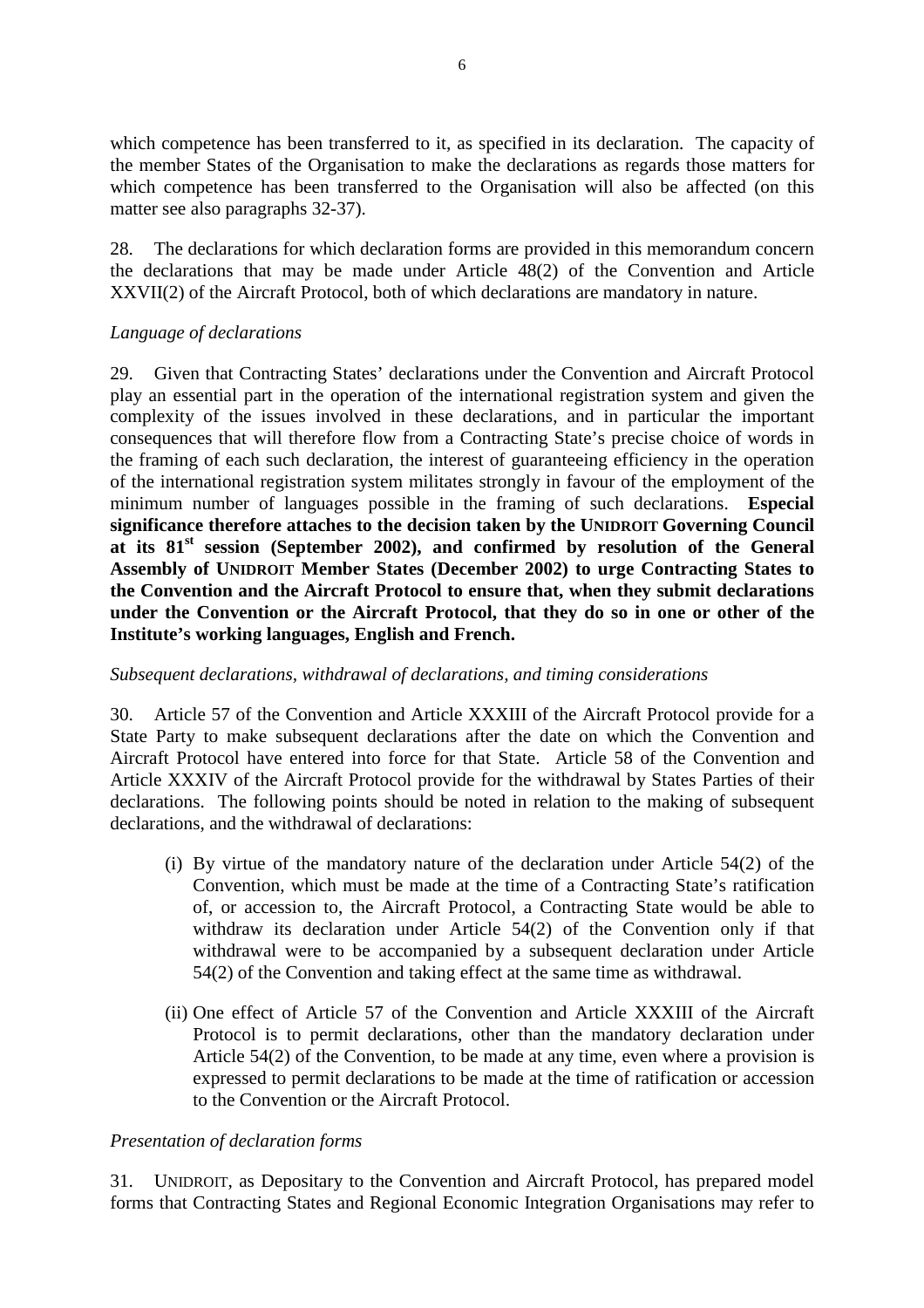which competence has been transferred to it, as specified in its declaration. The capacity of the member States of the Organisation to make the declarations as regards those matters for which competence has been transferred to the Organisation will also be affected (on this matter see also paragraphs 32-37).

28. The declarations for which declaration forms are provided in this memorandum concern the declarations that may be made under Article 48(2) of the Convention and Article XXVII(2) of the Aircraft Protocol, both of which declarations are mandatory in nature.

*Language of declarations*

29. Given that Contracting States' declarations under the Convention and Aircraft Protocol play an essential part in the operation of the international registration system and given the complexity of the issues involved in these declarations, and in particular the important consequences that will therefore flow from a Contracting State's precise choice of words in the framing of each such declaration, the interest of guaranteeing efficiency in the operation of the international registration system militates strongly in favour of the employment of the minimum number of languages possible in the framing of such declarations. **Especial significance therefore attaches to the decision taken by the UNIDROIT Governing Council at its 81st session (September 2002), and confirmed by resolution of the General Assembly of UNIDROIT Member States (December 2002) to urge Contracting States to the Convention and the Aircraft Protocol to ensure that, when they submit declarations under the Convention or the Aircraft Protocol, that they do so in one or other of the Institute's working languages, English and French.**

*Subsequent declarations, withdrawal of declarations, and timing considerations*

30. Article 57 of the Convention and Article XXXIII of the Aircraft Protocol provide for a State Party to make subsequent declarations after the date on which the Convention and Aircraft Protocol have entered into force for that State. Article 58 of the Convention and Article XXXIV of the Aircraft Protocol provide for the withdrawal by States Parties of their declarations. The following points should be noted in relation to the making of subsequent declarations, and the withdrawal of declarations:

(i) By virtue of the mandatory nature of the declaration under Article 54(2) of the Convention, which must be made at the time of a Contracting State's ratification of, or accession to, the Aircraft Protocol, a Contracting State would be able to withdraw its declaration under Article 54(2) of the Convention only if that withdrawal were to be accompanied by a subsequent declaration under Article 54(2) of the Convention and taking effect at the same time as withdrawal.

(ii) One effect of Article 57 of the Convention and Article XXXIII of the Aircraft Protocol is to permit declarations, other than the mandatory declaration under Article 54(2) of the Convention, to be made at any time, even where a provision is expressed to permit declarations to be made at the time of ratification or accession to the Convention or the Aircraft Protocol.

*Presentation of declaration forms*

31. UNIDROIT, as Depositary to the Convention and Aircraft Protocol, has prepared model forms that Contracting States and Regional Economic Integration Organisations may refer to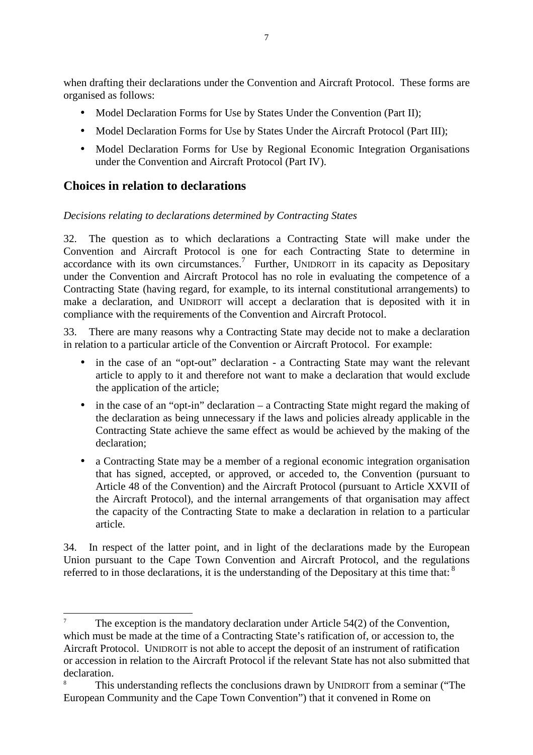when drafting their declarations under the Convention and Aircraft Protocol. These forms are organised as follows:

- Model Declaration Forms for Use by States Under the Convention (Part II);
- Model Declaration Forms for Use by States Under the Aircraft Protocol (Part III);
- Model Declaration Forms for Use by Regional Economic Integration Organisations under the Convention and Aircraft Protocol (Part IV).

## Choices in relation to declarations

*Decisions relating to declarations determined by Contracting States*

32. The question as to which declarations a Contracting State will make under the Convention and Aircraft Protocol is one for each Contracting State to determine in accordance with its own circumstances.[7] Further, UNIDROIT in its capacity as Depositary under the Convention and Aircraft Protocol has no role in evaluating the competence of a Contracting State (having regard, for example, to its internal constitutional arrangements) to make a declaration, and UNIDROIT will accept a declaration that is deposited with it in compliance with the requirements of the Convention and Aircraft Protocol.

33. There are many reasons why a Contracting State may decide not to make a declaration in relation to a particular article of the Convention or Aircraft Protocol. For example:

- in the case of an "opt-out" declaration - a Contracting State may want the relevant article to apply to it and therefore not want to make a declaration that would exclude the application of the article;
- in the case of an "opt-in" declaration – a Contracting State might regard the making of the declaration as being unnecessary if the laws and policies already applicable in the Contracting State achieve the same effect as would be achieved by the making of the declaration;
- a Contracting State may be a member of a regional economic integration organisation that has signed, accepted, or approved, or acceded to, the Convention (pursuant to Article 48 of the Convention) and the Aircraft Protocol (pursuant to Article XXVII of the Aircraft Protocol), and the internal arrangements of that organisation may affect the capacity of the Contracting State to make a declaration in relation to a particular article.

34. In respect of the latter point, and in light of the declarations made by the European Union pursuant to the Cape Town Convention and Aircraft Protocol, and the regulations referred to in those declarations, it is the understanding of the Depositary at this time that: [8]

---

[7] The exception is the mandatory declaration under Article 54(2) of the Convention, which must be made at the time of a Contracting State's ratification of, or accession to, the Aircraft Protocol. UNIDROIT is not able to accept the deposit of an instrument of ratification or accession in relation to the Aircraft Protocol if the relevant State has not also submitted that declaration.

[8] This understanding reflects the conclusions drawn by UNIDROIT from a seminar ("The European Community and the Cape Town Convention") that it convened in Rome on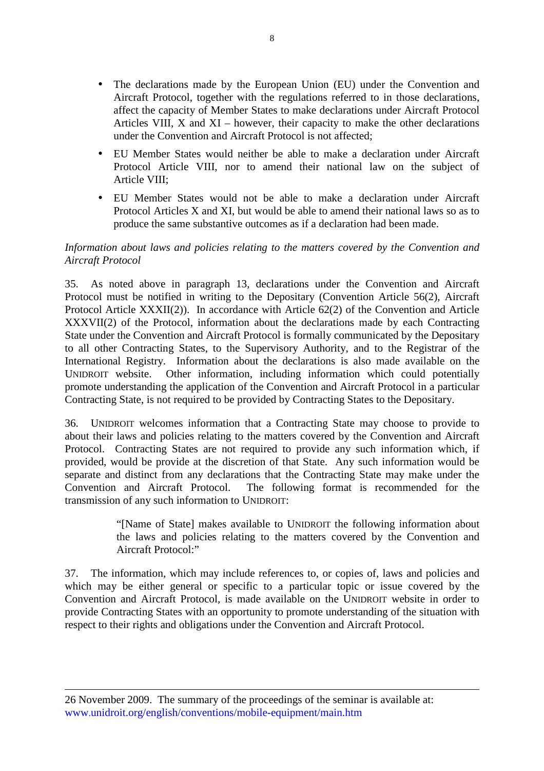- The declarations made by the European Union (EU) under the Convention and Aircraft Protocol, together with the regulations referred to in those declarations, affect the capacity of Member States to make declarations under Aircraft Protocol Articles VIII, X and XI – however, their capacity to make the other declarations under the Convention and Aircraft Protocol is not affected;
- EU Member States would neither be able to make a declaration under Aircraft Protocol Article VIII, nor to amend their national law on the subject of Article VIII;
- EU Member States would not be able to make a declaration under Aircraft Protocol Articles X and XI, but would be able to amend their national laws so as to produce the same substantive outcomes as if a declaration had been made.

*Information about laws and policies relating to the matters covered by the Convention and Aircraft Protocol*

35. As noted above in paragraph 13, declarations under the Convention and Aircraft Protocol must be notified in writing to the Depositary (Convention Article 56(2), Aircraft Protocol Article XXXII(2)). In accordance with Article 62(2) of the Convention and Article XXXVII(2) of the Protocol, information about the declarations made by each Contracting State under the Convention and Aircraft Protocol is formally communicated by the Depositary to all other Contracting States, to the Supervisory Authority, and to the Registrar of the International Registry. Information about the declarations is also made available on the UNIDROIT website. Other information, including information which could potentially promote understanding the application of the Convention and Aircraft Protocol in a particular Contracting State, is not required to be provided by Contracting States to the Depositary.

36. UNIDROIT welcomes information that a Contracting State may choose to provide to about their laws and policies relating to the matters covered by the Convention and Aircraft Protocol. Contracting States are not required to provide any such information which, if provided, would be provide at the discretion of that State. Any such information would be separate and distinct from any declarations that the Contracting State may make under the Convention and Aircraft Protocol. The following format is recommended for the transmission of any such information to UNIDROIT:

> "[Name of State] makes available to UNIDROIT the following information about the laws and policies relating to the matters covered by the Convention and Aircraft Protocol:"

37. The information, which may include references to, or copies of, laws and policies and which may be either general or specific to a particular topic or issue covered by the Convention and Aircraft Protocol, is made available on the UNIDROIT website in order to provide Contracting States with an opportunity to promote understanding of the situation with respect to their rights and obligations under the Convention and Aircraft Protocol.

---

26 November 2009. The summary of the proceedings of the seminar is available at: www.unidroit.org/english/conventions/mobile-equipment/main.htm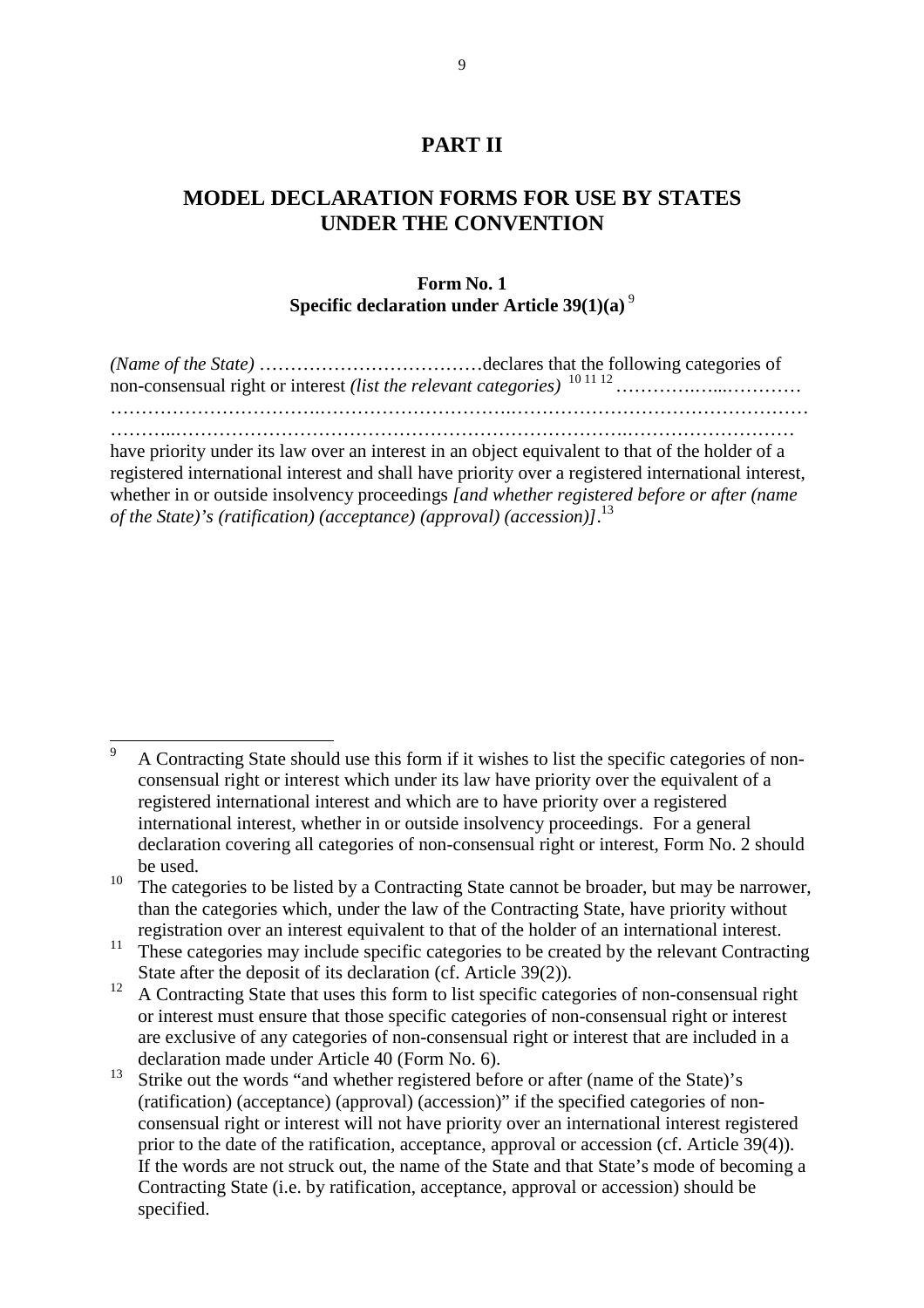# PART II

# MODEL DECLARATION FORMS FOR USE BY STATES UNDER THE CONVENTION

### Form No. 1
### Specific declaration under Article 39(1)(a) [9]

*(Name of the State)* ………………………………declares that the following categories of non-consensual right or interest *(list the relevant categories)* [10] [11] [12] ……………..…...………… ……………………………..……………………….……………………………………… ………..…………………………………………………………….……………………… have priority under its law over an interest in an object equivalent to that of the holder of a registered international interest and shall have priority over a registered international interest, whether in or outside insolvency proceedings *[and whether registered before or after (name of the State)'s (ratification) (acceptance) (approval) (accession)]*.[13]

---

[9] A Contracting State should use this form if it wishes to list the specific categories of non-consensual right or interest which under its law have priority over the equivalent of a registered international interest and which are to have priority over a registered international interest, whether in or outside insolvency proceedings. For a general declaration covering all categories of non-consensual right or interest, Form No. 2 should be used.

[10] The categories to be listed by a Contracting State cannot be broader, but may be narrower, than the categories which, under the law of the Contracting State, have priority without registration over an interest equivalent to that of the holder of an international interest.

[11] These categories may include specific categories to be created by the relevant Contracting State after the deposit of its declaration (cf. Article 39(2)).

[12] A Contracting State that uses this form to list specific categories of non-consensual right or interest must ensure that those specific categories of non-consensual right or interest are exclusive of any categories of non-consensual right or interest that are included in a declaration made under Article 40 (Form No. 6).

[13] Strike out the words "and whether registered before or after (name of the State)'s (ratification) (acceptance) (approval) (accession)" if the specified categories of non-consensual right or interest will not have priority over an international interest registered prior to the date of the ratification, acceptance, approval or accession (cf. Article 39(4)). If the words are not struck out, the name of the State and that State's mode of becoming a Contracting State (i.e. by ratification, acceptance, approval or accession) should be specified.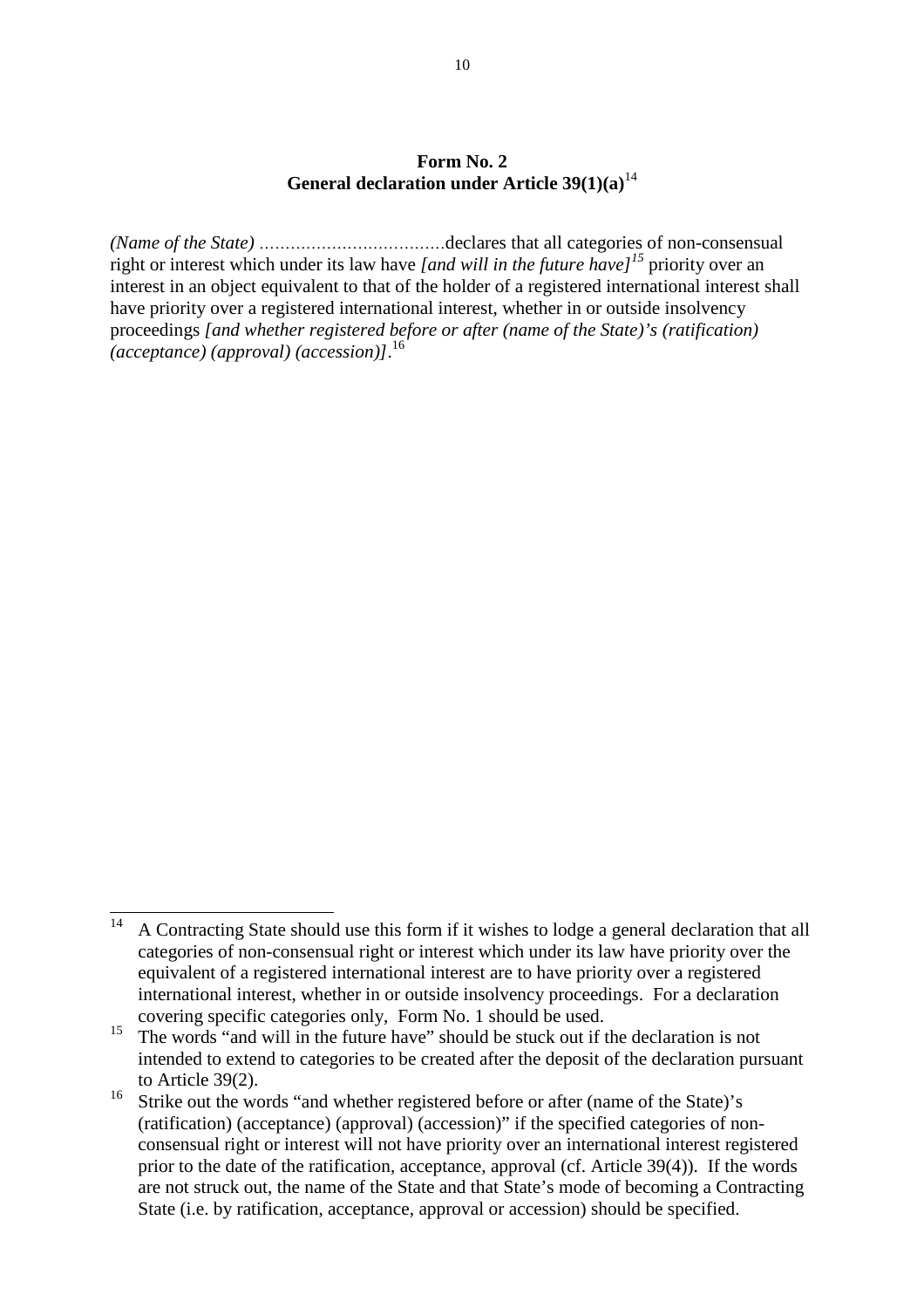**Form No. 2**
**General declaration under Article 39(1)(a)**[14]

*(Name of the State)* ……………………………declares that all categories of non-consensual right or interest which under its law have *[and will in the future have]*[15] priority over an interest in an object equivalent to that of the holder of a registered international interest shall have priority over a registered international interest, whether in or outside insolvency proceedings *[and whether registered before or after (name of the State)'s (ratification) (acceptance) (approval) (accession)]*.[16]

---

[14] A Contracting State should use this form if it wishes to lodge a general declaration that all categories of non-consensual right or interest which under its law have priority over the equivalent of a registered international interest are to have priority over a registered international interest, whether in or outside insolvency proceedings. For a declaration covering specific categories only, Form No. 1 should be used.

[15] The words "and will in the future have" should be stuck out if the declaration is not intended to extend to categories to be created after the deposit of the declaration pursuant to Article 39(2).

[16] Strike out the words "and whether registered before or after (name of the State)'s (ratification) (acceptance) (approval) (accession)" if the specified categories of non-consensual right or interest will not have priority over an international interest registered prior to the date of the ratification, acceptance, approval (cf. Article 39(4)). If the words are not struck out, the name of the State and that State's mode of becoming a Contracting State (i.e. by ratification, acceptance, approval or accession) should be specified.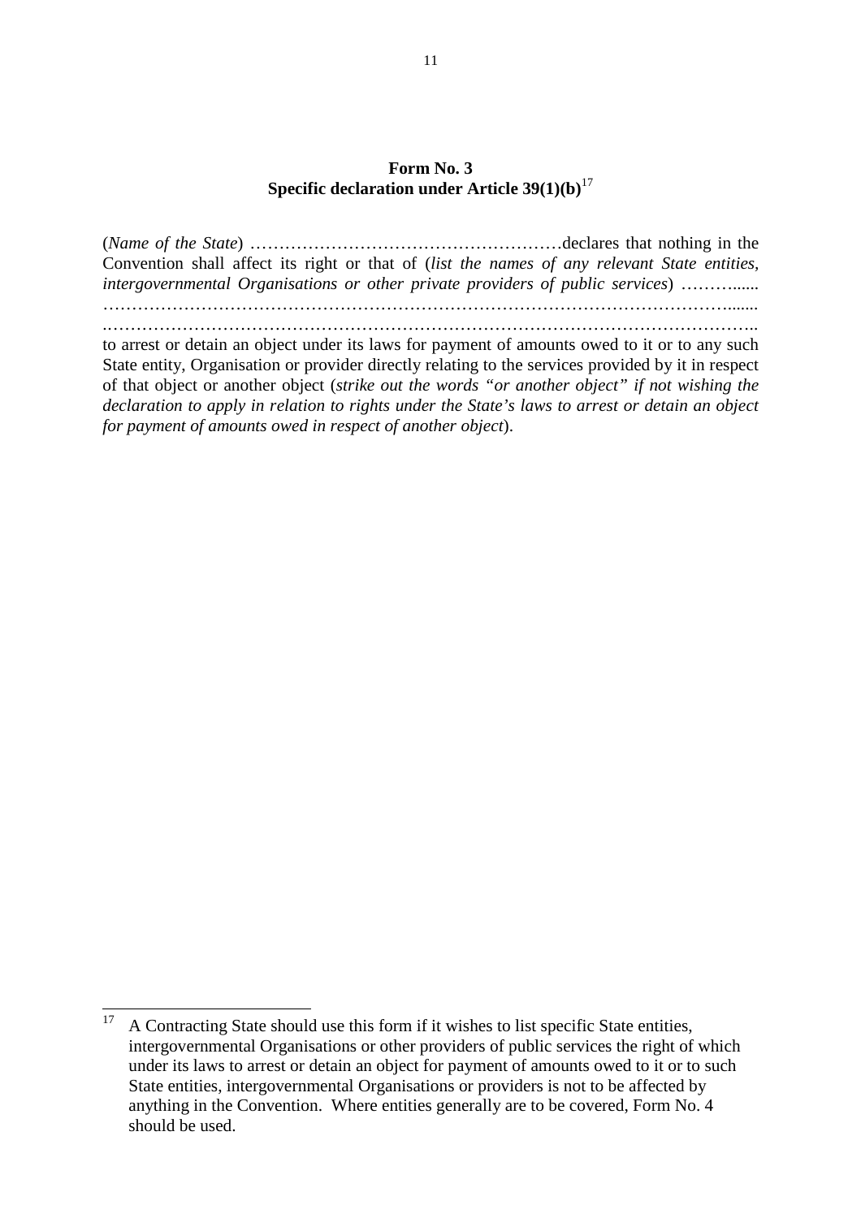**Form No. 3**
**Specific declaration under Article 39(1)(b)**[17]

(*Name of the State*) ………………………………………………declares that nothing in the Convention shall affect its right or that of (*list the names of any relevant State entities, intergovernmental Organisations or other private providers of public services*) ……….......
……………………………………………………………………………………………….......
.………………………………………………………………………………………………….. to arrest or detain an object under its laws for payment of amounts owed to it or to any such State entity, Organisation or provider directly relating to the services provided by it in respect of that object or another object (*strike out the words "or another object" if not wishing the declaration to apply in relation to rights under the State's laws to arrest or detain an object for payment of amounts owed in respect of another object*).

---

[17] A Contracting State should use this form if it wishes to list specific State entities, intergovernmental Organisations or other providers of public services the right of which under its laws to arrest or detain an object for payment of amounts owed to it or to such State entities, intergovernmental Organisations or providers is not to be affected by anything in the Convention. Where entities generally are to be covered, Form No. 4 should be used.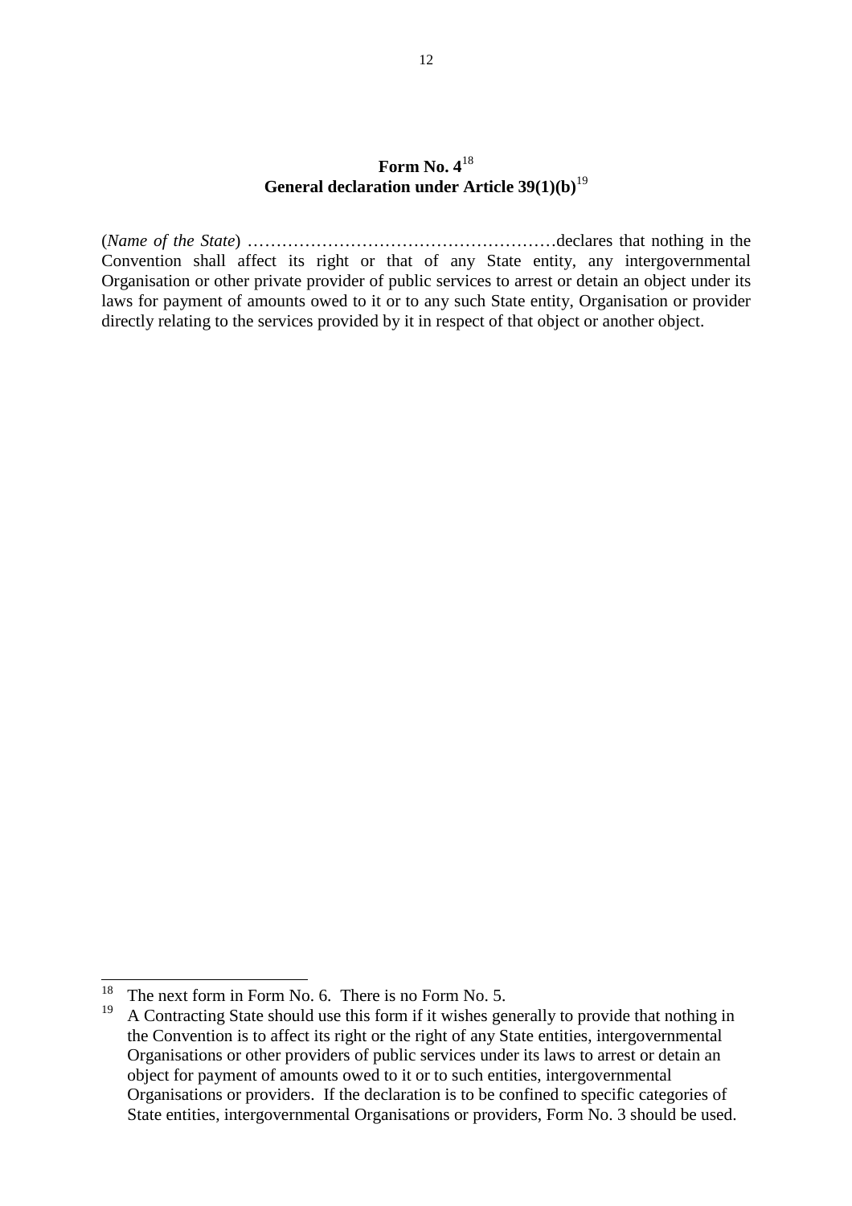# Form No. 4[18]
## General declaration under Article 39(1)(b)[19]

(*Name of the State*) ………………………………………………declares that nothing in the Convention shall affect its right or that of any State entity, any intergovernmental Organisation or other private provider of public services to arrest or detain an object under its laws for payment of amounts owed to it or to any such State entity, Organisation or provider directly relating to the services provided by it in respect of that object or another object.

---

[18] The next form in Form No. 6. There is no Form No. 5.

[19] A Contracting State should use this form if it wishes generally to provide that nothing in the Convention is to affect its right or the right of any State entities, intergovernmental Organisations or other providers of public services under its laws to arrest or detain an object for payment of amounts owed to it or to such entities, intergovernmental Organisations or providers. If the declaration is to be confined to specific categories of State entities, intergovernmental Organisations or providers, Form No. 3 should be used.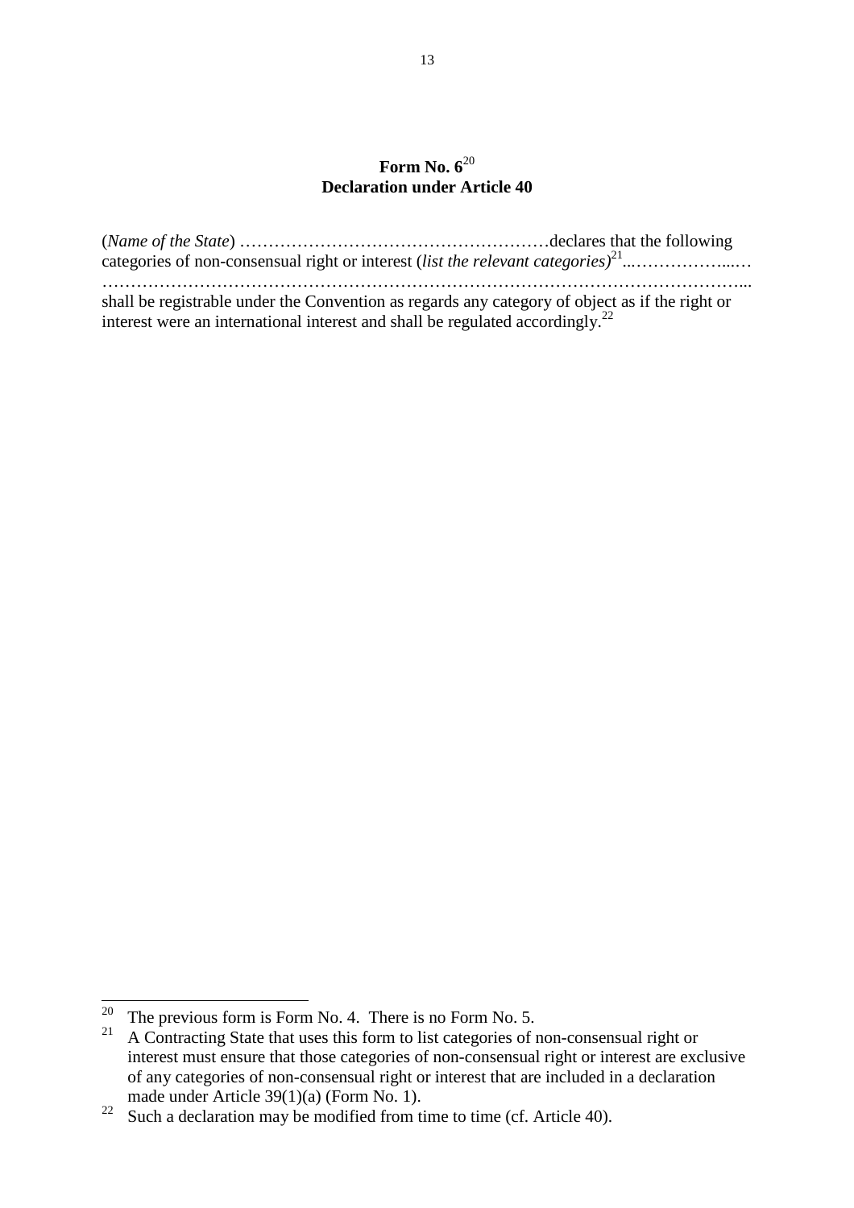**Form No. 6**[20]
**Declaration under Article 40**

(*Name of the State*) ………………………………………………declares that the following categories of non-consensual right or interest (*list the relevant categories)*[21]..……………...…
………………………………………………………………………………………………...
shall be registrable under the Convention as regards any category of object as if the right or interest were an international interest and shall be regulated accordingly.[22]

---

[20] The previous form is Form No. 4. There is no Form No. 5.

[21] A Contracting State that uses this form to list categories of non-consensual right or interest must ensure that those categories of non-consensual right or interest are exclusive of any categories of non-consensual right or interest that are included in a declaration made under Article 39(1)(a) (Form No. 1).

[22] Such a declaration may be modified from time to time (cf. Article 40).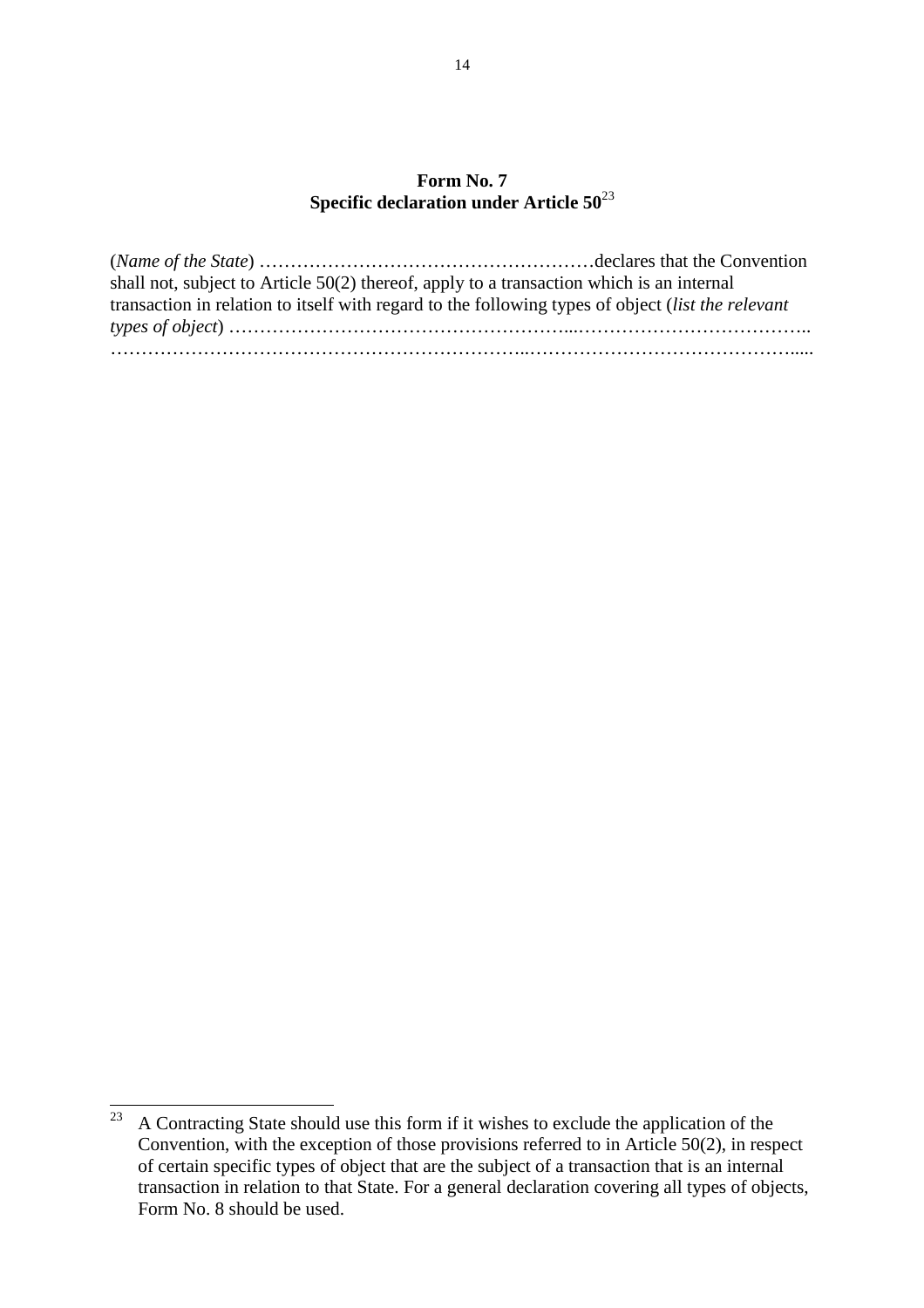## Form No. 7
## Specific declaration under Article 50[23]

(*Name of the State*) ………………………………………………declares that the Convention shall not, subject to Article 50(2) thereof, apply to a transaction which is an internal transaction in relation to itself with regard to the following types of object (*list the relevant types of object*) ……………………………………………...……………………………….. ……………………………………………………………..…………………………………….....

[23] A Contracting State should use this form if it wishes to exclude the application of the Convention, with the exception of those provisions referred to in Article 50(2), in respect of certain specific types of object that are the subject of a transaction that is an internal transaction in relation to that State. For a general declaration covering all types of objects, Form No. 8 should be used.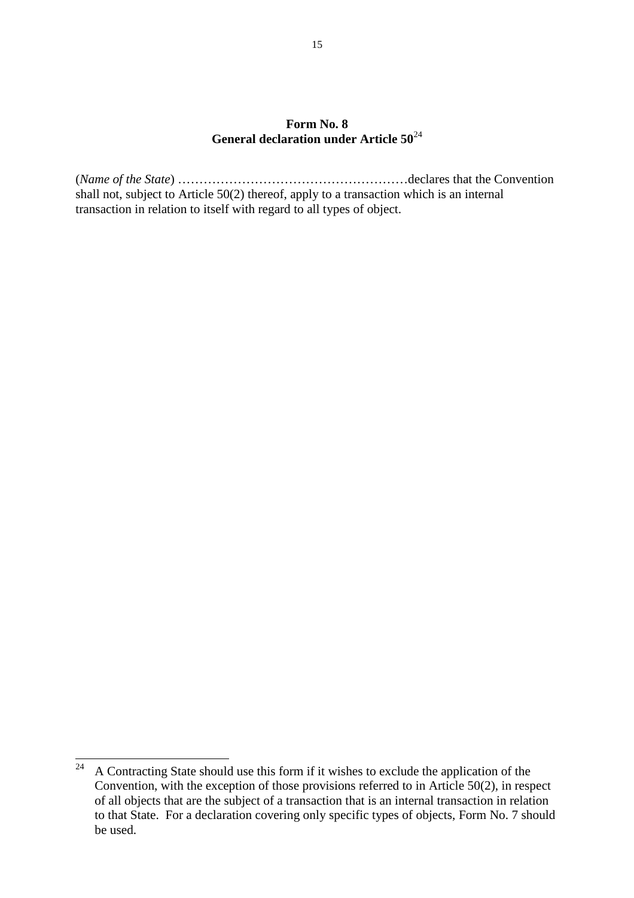**Form No. 8**
**General declaration under Article 50**[24]

(*Name of the State*) ………………………………………………declares that the Convention shall not, subject to Article 50(2) thereof, apply to a transaction which is an internal transaction in relation to itself with regard to all types of object.

---

[24] A Contracting State should use this form if it wishes to exclude the application of the Convention, with the exception of those provisions referred to in Article 50(2), in respect of all objects that are the subject of a transaction that is an internal transaction in relation to that State. For a declaration covering only specific types of objects, Form No. 7 should be used.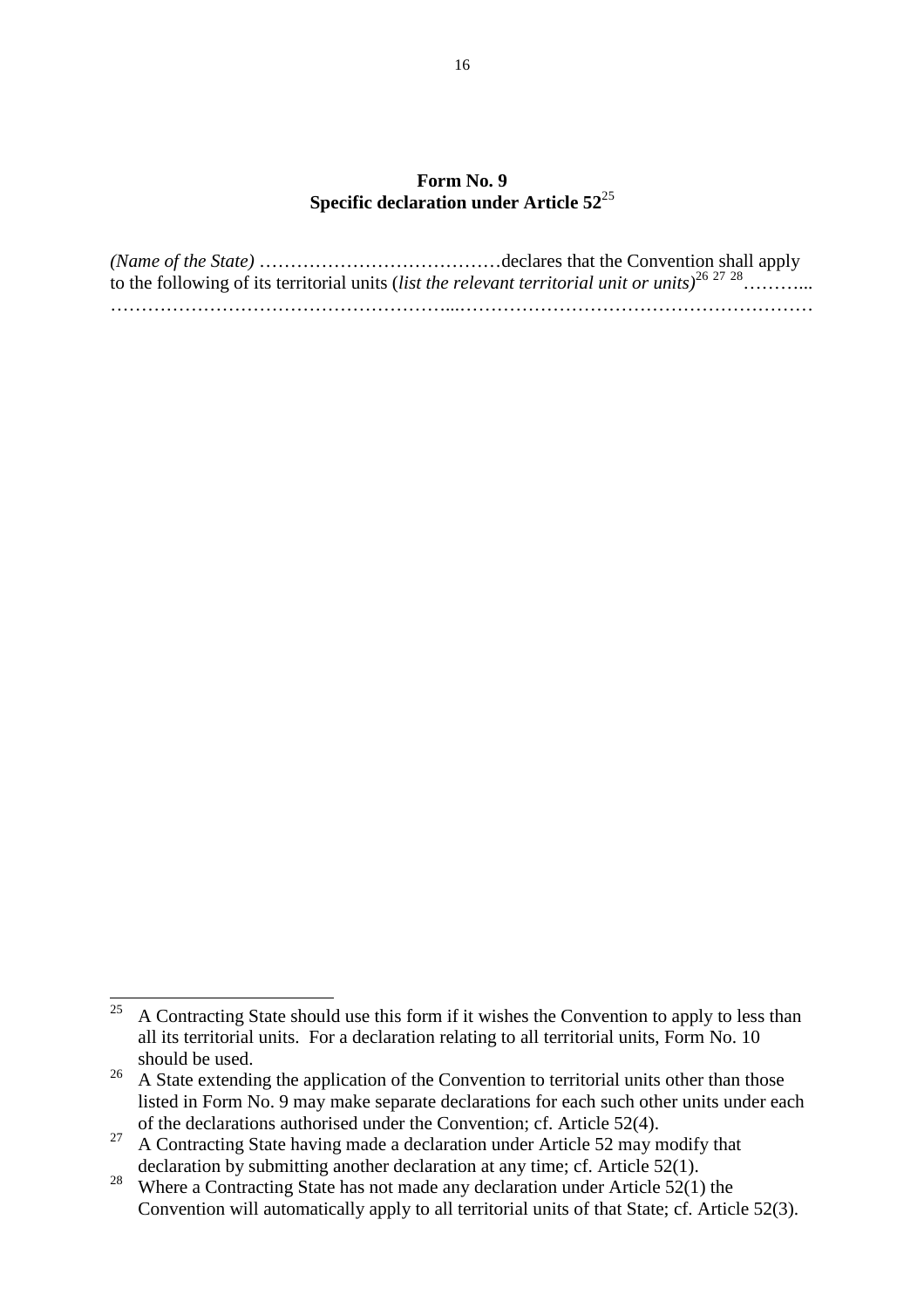**Form No. 9**
**Specific declaration under Article 52**[25]

*(Name of the State)* …………………………………declares that the Convention shall apply to the following of its territorial units (*list the relevant territorial unit or units)*[26] [27] [28]………...
……………………………………………...…………………………………………………

---

[25] A Contracting State should use this form if it wishes the Convention to apply to less than all its territorial units. For a declaration relating to all territorial units, Form No. 10 should be used.

[26] A State extending the application of the Convention to territorial units other than those listed in Form No. 9 may make separate declarations for each such other units under each of the declarations authorised under the Convention; cf. Article 52(4).

[27] A Contracting State having made a declaration under Article 52 may modify that declaration by submitting another declaration at any time; cf. Article 52(1).

[28] Where a Contracting State has not made any declaration under Article 52(1) the Convention will automatically apply to all territorial units of that State; cf. Article 52(3).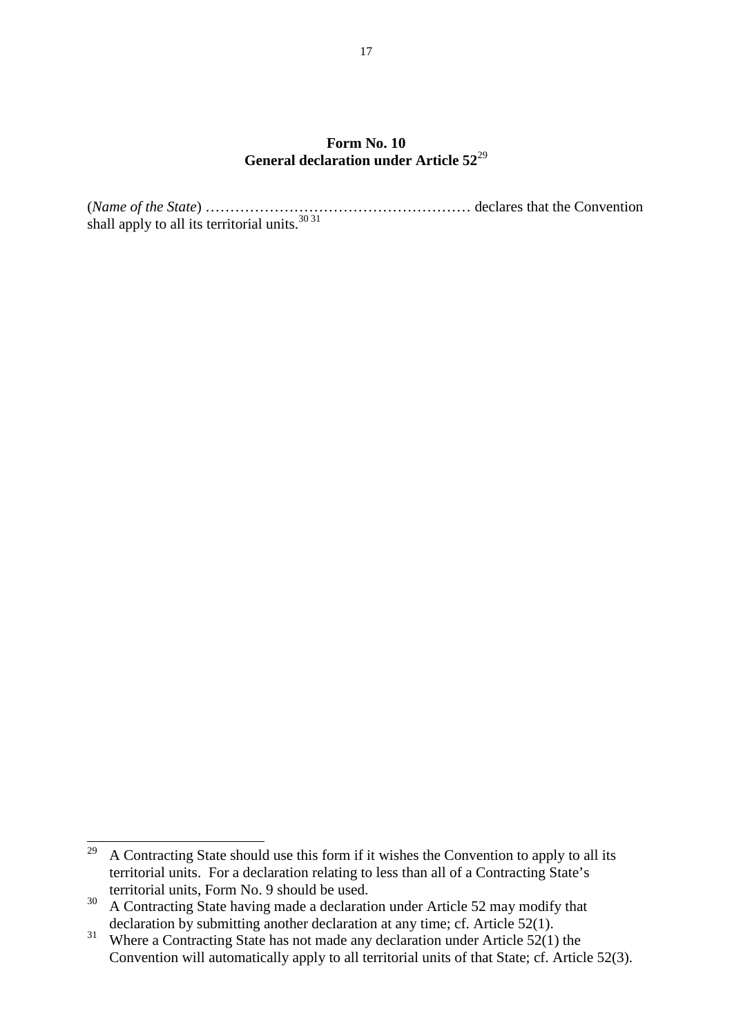**Form No. 10**
**General declaration under Article 52**[29]

(*Name of the State*) ……………………………………………… declares that the Convention shall apply to all its territorial units.[30] [31]

---

[29] A Contracting State should use this form if it wishes the Convention to apply to all its territorial units. For a declaration relating to less than all of a Contracting State's territorial units, Form No. 9 should be used.

[30] A Contracting State having made a declaration under Article 52 may modify that declaration by submitting another declaration at any time; cf. Article 52(1).

[31] Where a Contracting State has not made any declaration under Article 52(1) the Convention will automatically apply to all territorial units of that State; cf. Article 52(3).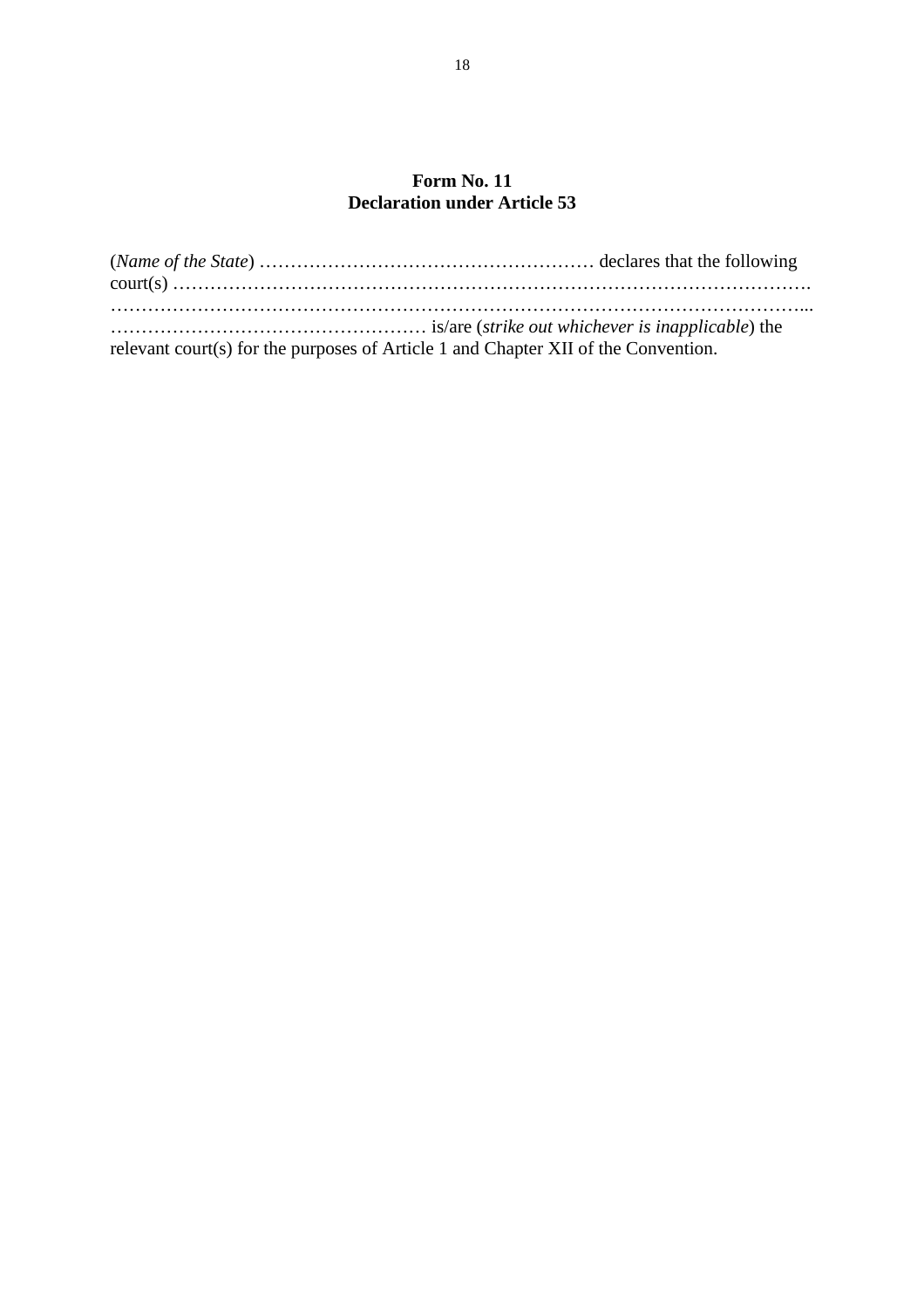**Form No. 11**
**Declaration under Article 53**

(*Name of the State*) ……………………………………………… declares that the following court(s) ……………………………………………………………………………………….
…………………………………………………………………………………………...
…………………………………………… is/are (*strike out whichever is inapplicable*) the relevant court(s) for the purposes of Article 1 and Chapter XII of the Convention.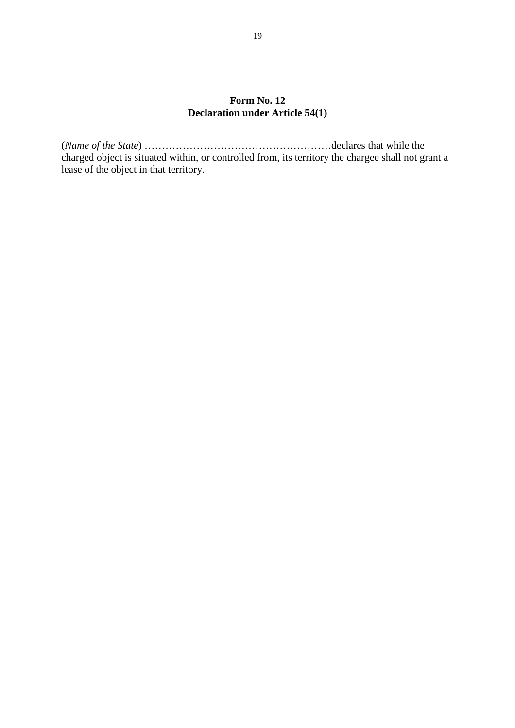**Form No. 12**
**Declaration under Article 54(1)**

(*Name of the State*) ………………………………………………declares that while the charged object is situated within, or controlled from, its territory the chargee shall not grant a lease of the object in that territory.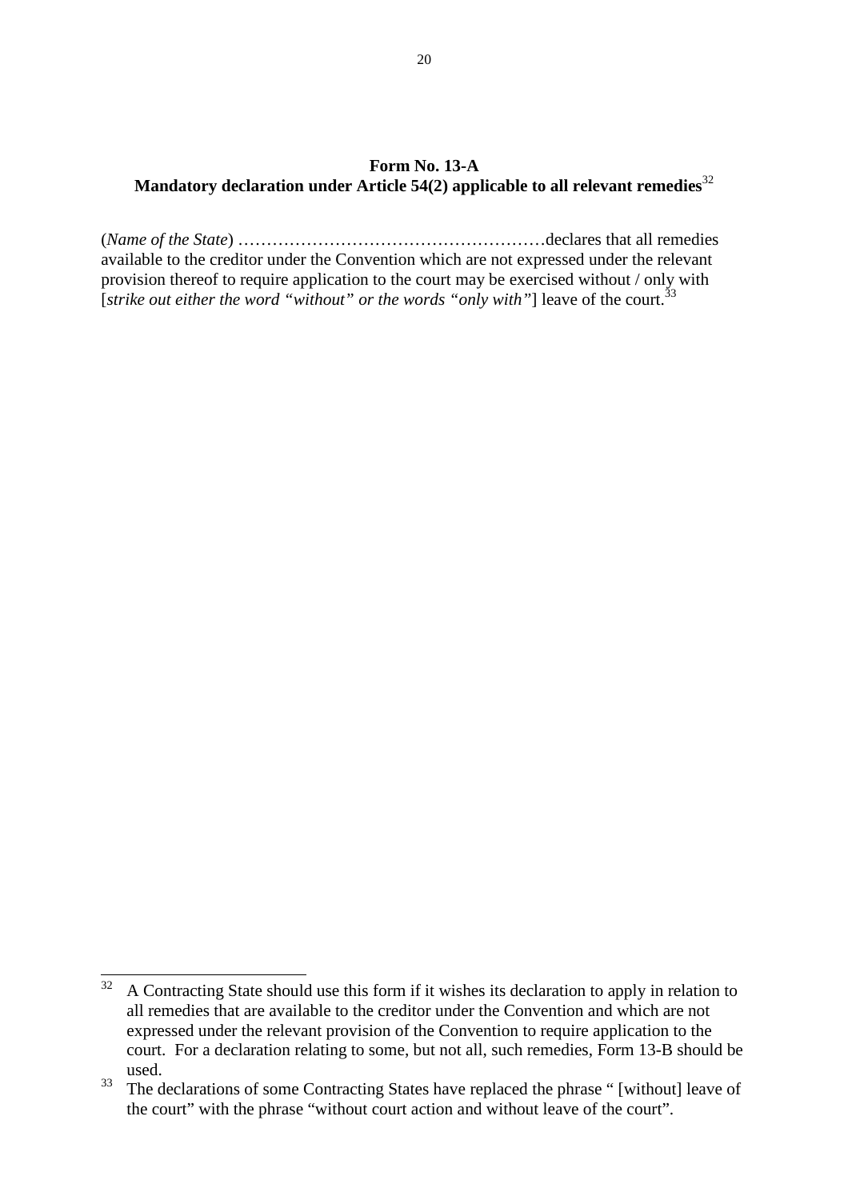**Form No. 13-A**

**Mandatory declaration under Article 54(2) applicable to all relevant remedies**[32]

(*Name of the State*) ………………………………………………declares that all remedies available to the creditor under the Convention which are not expressed under the relevant provision thereof to require application to the court may be exercised without / only with [*strike out either the word "without" or the words "only with"*] leave of the court.[33]

---

[32] A Contracting State should use this form if it wishes its declaration to apply in relation to all remedies that are available to the creditor under the Convention and which are not expressed under the relevant provision of the Convention to require application to the court. For a declaration relating to some, but not all, such remedies, Form 13-B should be used.

[33] The declarations of some Contracting States have replaced the phrase " [without] leave of the court" with the phrase "without court action and without leave of the court".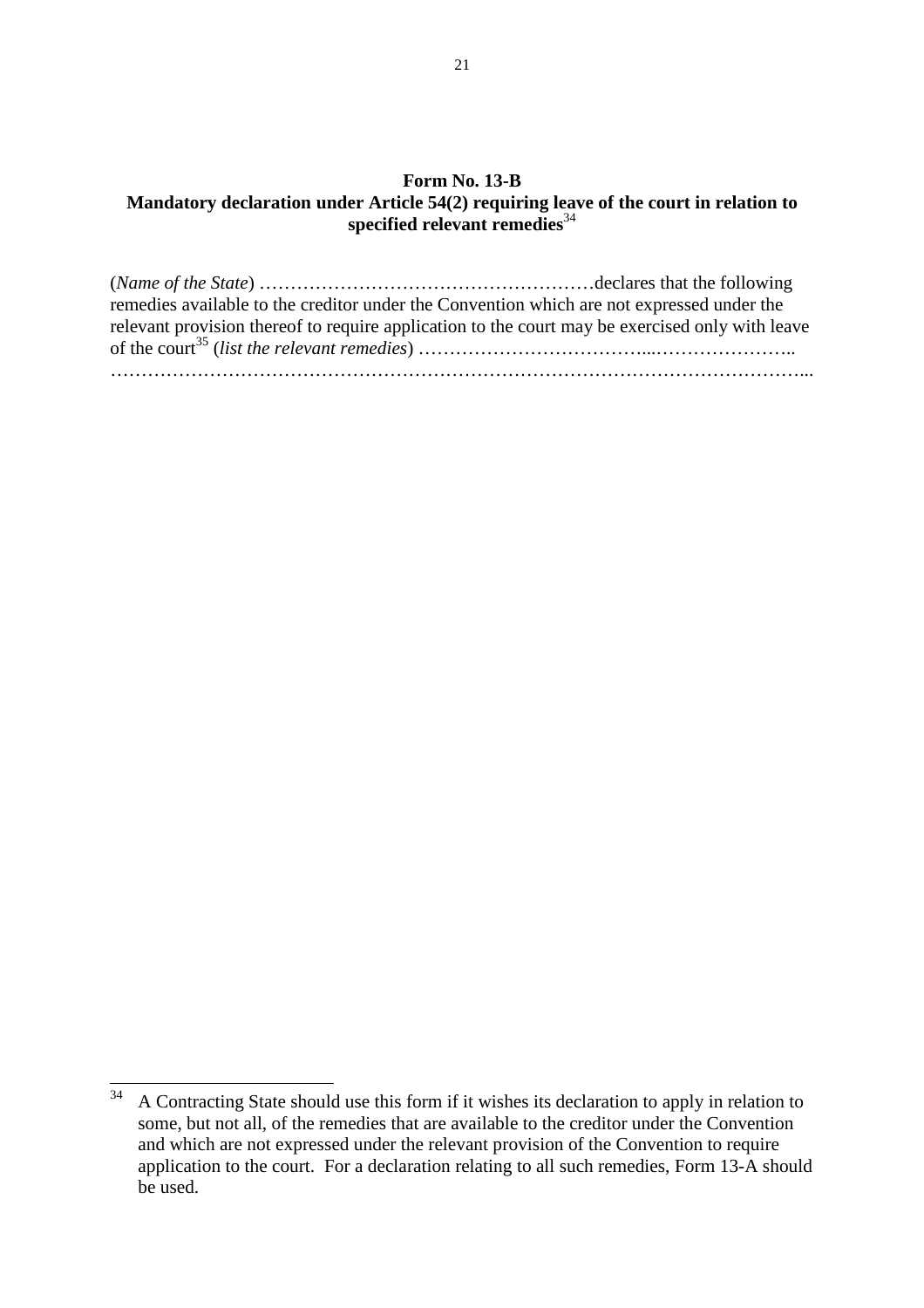**Form No. 13-B**
**Mandatory declaration under Article 54(2) requiring leave of the court in relation to specified relevant remedies**[34]

(*Name of the State*) ………………………………………………declares that the following remedies available to the creditor under the Convention which are not expressed under the relevant provision thereof to require application to the court may be exercised only with leave of the court[35] (*list the relevant remedies*) ……………………………...…………………..
…………………………………………………………………………………………………...

---

[34] A Contracting State should use this form if it wishes its declaration to apply in relation to some, but not all, of the remedies that are available to the creditor under the Convention and which are not expressed under the relevant provision of the Convention to require application to the court. For a declaration relating to all such remedies, Form 13-A should be used.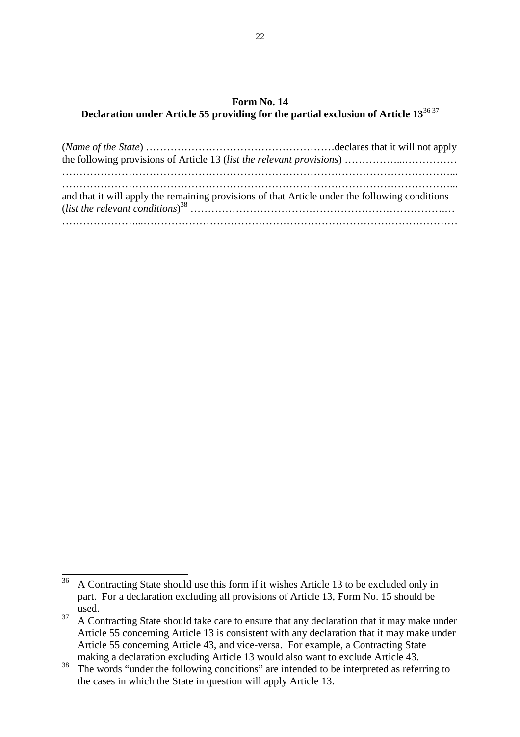**Form No. 14**
**Declaration under Article 55 providing for the partial exclusion of Article 13**[36] [37]

(*Name of the State*) ………………………………………………declares that it will not apply the following provisions of Article 13 (*list the relevant provisions*) ……………...…………… ……………………………………………………………………………………………... ……………………………………………………………………………………………... and that it will apply the remaining provisions of that Article under the following conditions (*list the relevant conditions*)[38] ……………………………………………………………..… …………………...……………………………………………………………………………

---

[36] A Contracting State should use this form if it wishes Article 13 to be excluded only in part. For a declaration excluding all provisions of Article 13, Form No. 15 should be used.

[37] A Contracting State should take care to ensure that any declaration that it may make under Article 55 concerning Article 13 is consistent with any declaration that it may make under Article 55 concerning Article 43, and vice-versa. For example, a Contracting State making a declaration excluding Article 13 would also want to exclude Article 43.

[38] The words "under the following conditions" are intended to be interpreted as referring to the cases in which the State in question will apply Article 13.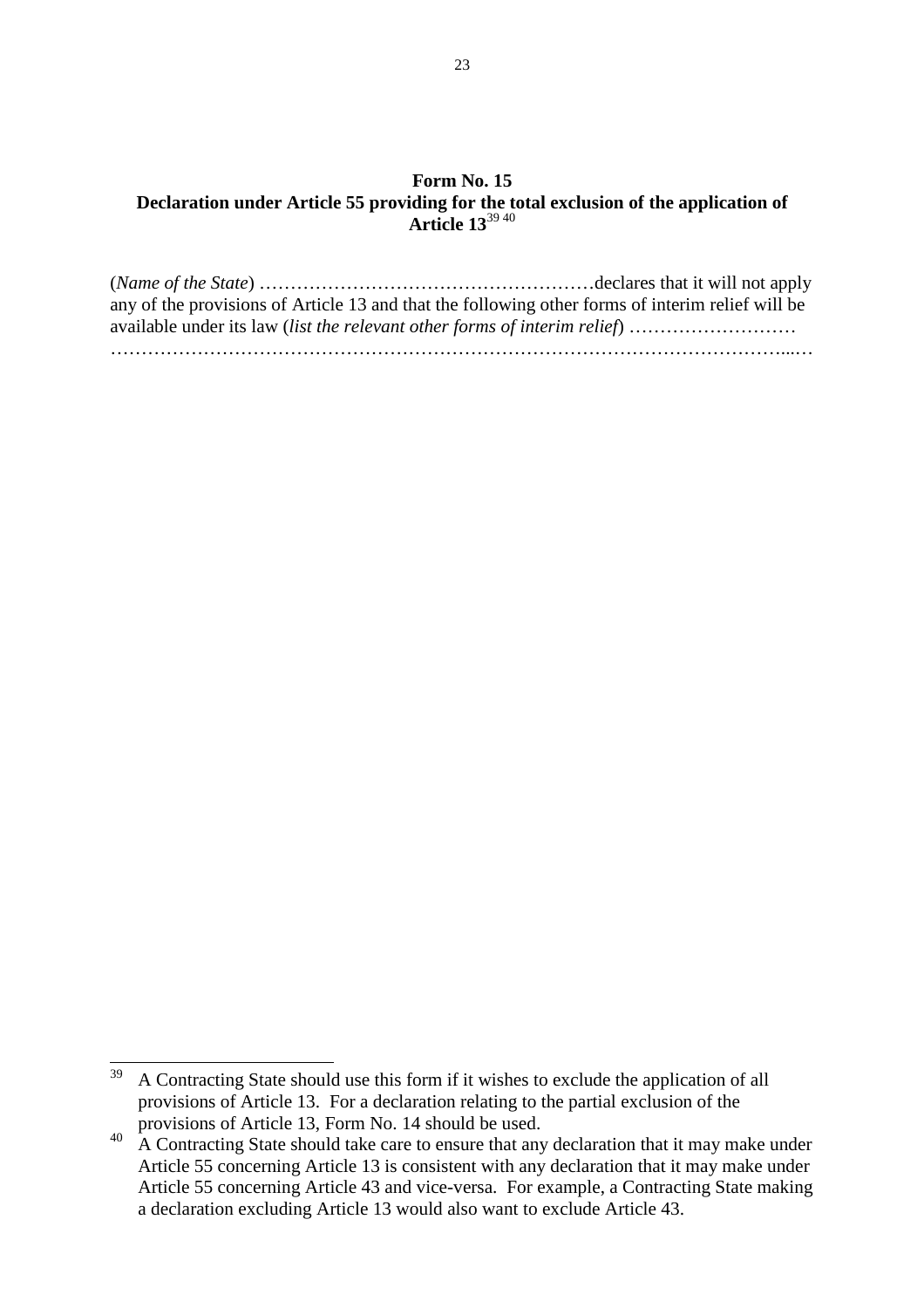**Form No. 15**
**Declaration under Article 55 providing for the total exclusion of the application of Article 13**[39] [40]

(*Name of the State*) ………………………………………………declares that it will not apply any of the provisions of Article 13 and that the following other forms of interim relief will be available under its law (*list the relevant other forms of interim relief*) ……………………… …………………………………………………………………………………………...…

---

[39] A Contracting State should use this form if it wishes to exclude the application of all provisions of Article 13. For a declaration relating to the partial exclusion of the provisions of Article 13, Form No. 14 should be used.

[40] A Contracting State should take care to ensure that any declaration that it may make under Article 55 concerning Article 13 is consistent with any declaration that it may make under Article 55 concerning Article 43 and vice-versa. For example, a Contracting State making a declaration excluding Article 13 would also want to exclude Article 43.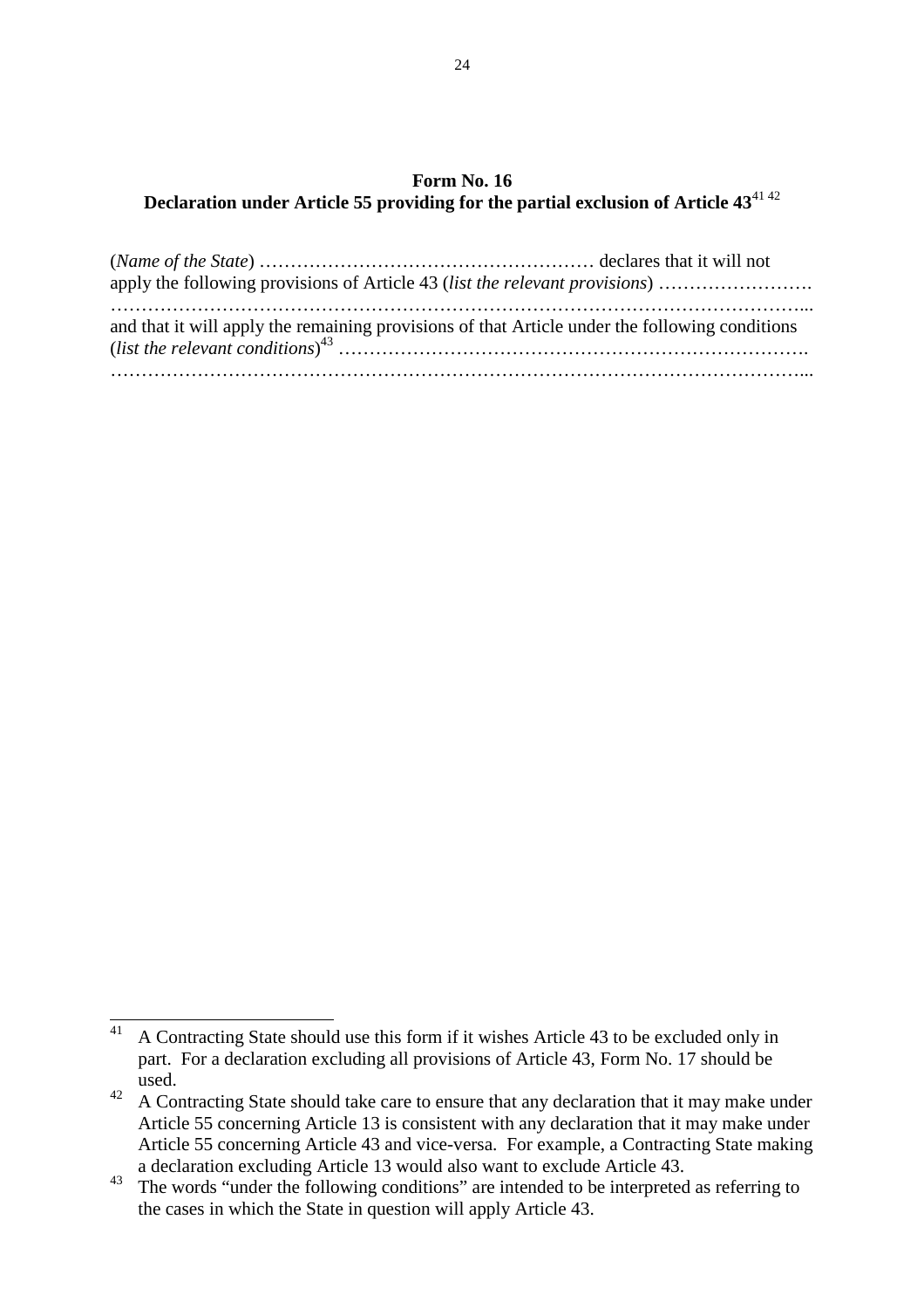## Form No. 16
## Declaration under Article 55 providing for the partial exclusion of Article 43[41] [42]

(*Name of the State*) ……………………………………………… declares that it will not apply the following provisions of Article 43 (*list the relevant provisions*) …………………….
…………………………………………………………………………………………...
and that it will apply the remaining provisions of that Article under the following conditions (*list the relevant conditions*)[43] ………………………………………………………………….
…………………………………………………………………………………………...

---

[41] A Contracting State should use this form if it wishes Article 43 to be excluded only in part. For a declaration excluding all provisions of Article 43, Form No. 17 should be used.

[42] A Contracting State should take care to ensure that any declaration that it may make under Article 55 concerning Article 13 is consistent with any declaration that it may make under Article 55 concerning Article 43 and vice-versa. For example, a Contracting State making a declaration excluding Article 13 would also want to exclude Article 43.

[43] The words “under the following conditions” are intended to be interpreted as referring to the cases in which the State in question will apply Article 43.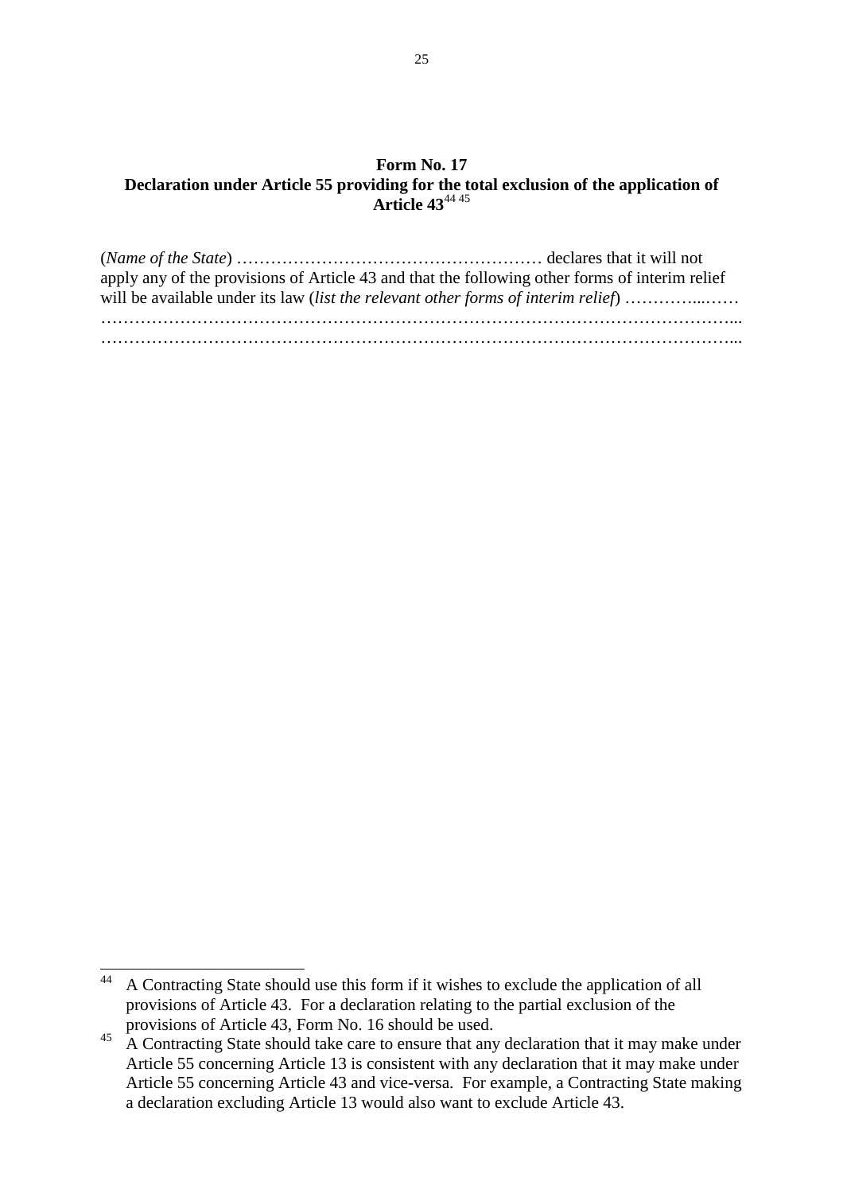**Form No. 17**

**Declaration under Article 55 providing for the total exclusion of the application of Article 43**[44] [45]

(*Name of the State*) ……………………………………………… declares that it will not apply any of the provisions of Article 43 and that the following other forms of interim relief will be available under its law (*list the relevant other forms of interim relief*) …………...……
………………………………………………………………………………………………...
………………………………………………………………………………………………...

---

[44] A Contracting State should use this form if it wishes to exclude the application of all provisions of Article 43. For a declaration relating to the partial exclusion of the provisions of Article 43, Form No. 16 should be used.

[45] A Contracting State should take care to ensure that any declaration that it may make under Article 55 concerning Article 13 is consistent with any declaration that it may make under Article 55 concerning Article 43 and vice-versa. For example, a Contracting State making a declaration excluding Article 13 would also want to exclude Article 43.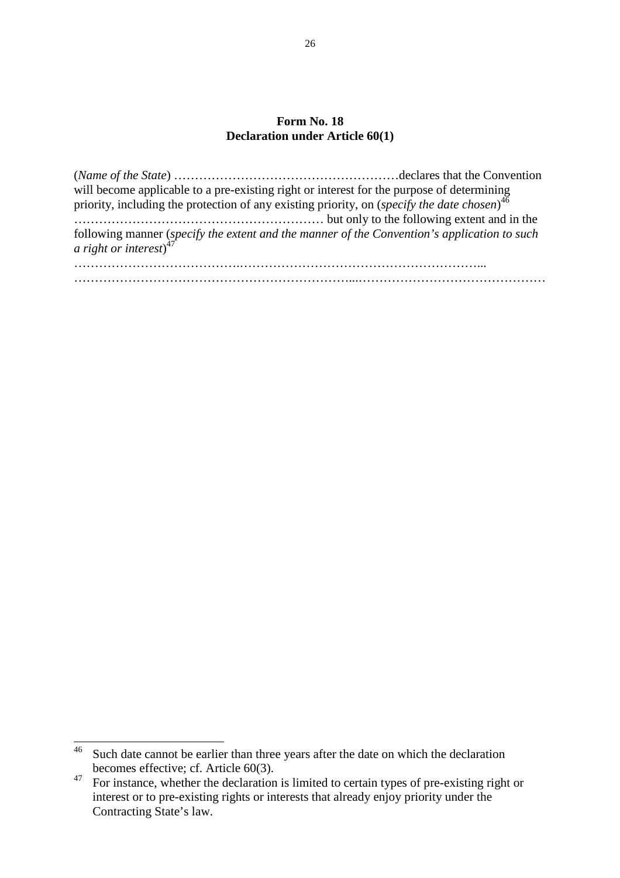**Form No. 18**
**Declaration under Article 60(1)**

(*Name of the State*) ………………………………………………declares that the Convention will become applicable to a pre-existing right or interest for the purpose of determining priority, including the protection of any existing priority, on (*specify the date chosen*)[46] …………………………………………………… but only to the following extent and in the following manner (*specify the extent and the manner of the Convention's application to such a right or interest*)[47]
………………………………..…………………………………………………...
………………………………………………………...………………………………………

[46] Such date cannot be earlier than three years after the date on which the declaration becomes effective; cf. Article 60(3).

[47] For instance, whether the declaration is limited to certain types of pre-existing right or interest or to pre-existing rights or interests that already enjoy priority under the Contracting State's law.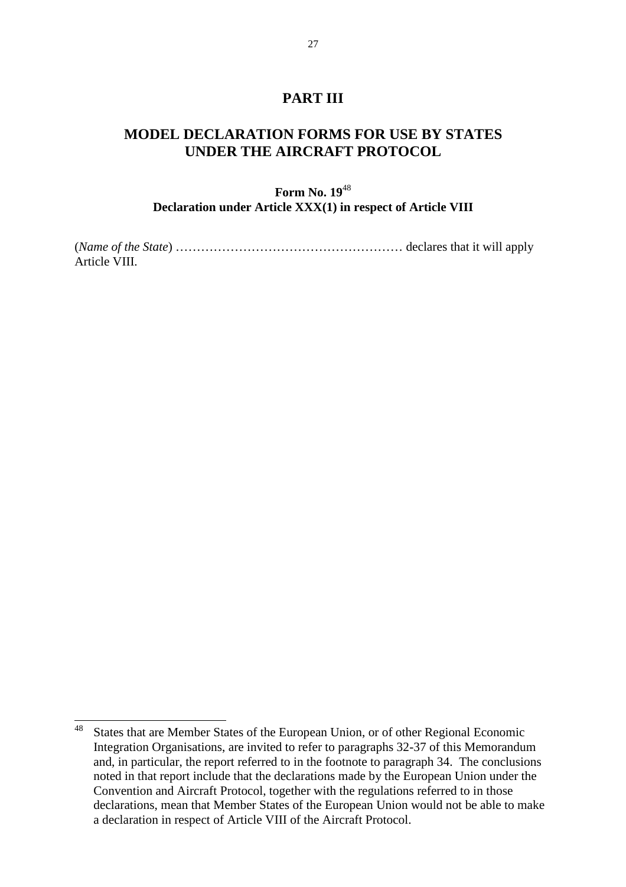# PART III

# MODEL DECLARATION FORMS FOR USE BY STATES UNDER THE AIRCRAFT PROTOCOL

### Form No. 19[48]

### Declaration under Article XXX(1) in respect of Article VIII

(*Name of the State*) ……………………………………………… declares that it will apply Article VIII.

---

[48] States that are Member States of the European Union, or of other Regional Economic Integration Organisations, are invited to refer to paragraphs 32-37 of this Memorandum and, in particular, the report referred to in the footnote to paragraph 34. The conclusions noted in that report include that the declarations made by the European Union under the Convention and Aircraft Protocol, together with the regulations referred to in those declarations, mean that Member States of the European Union would not be able to make a declaration in respect of Article VIII of the Aircraft Protocol.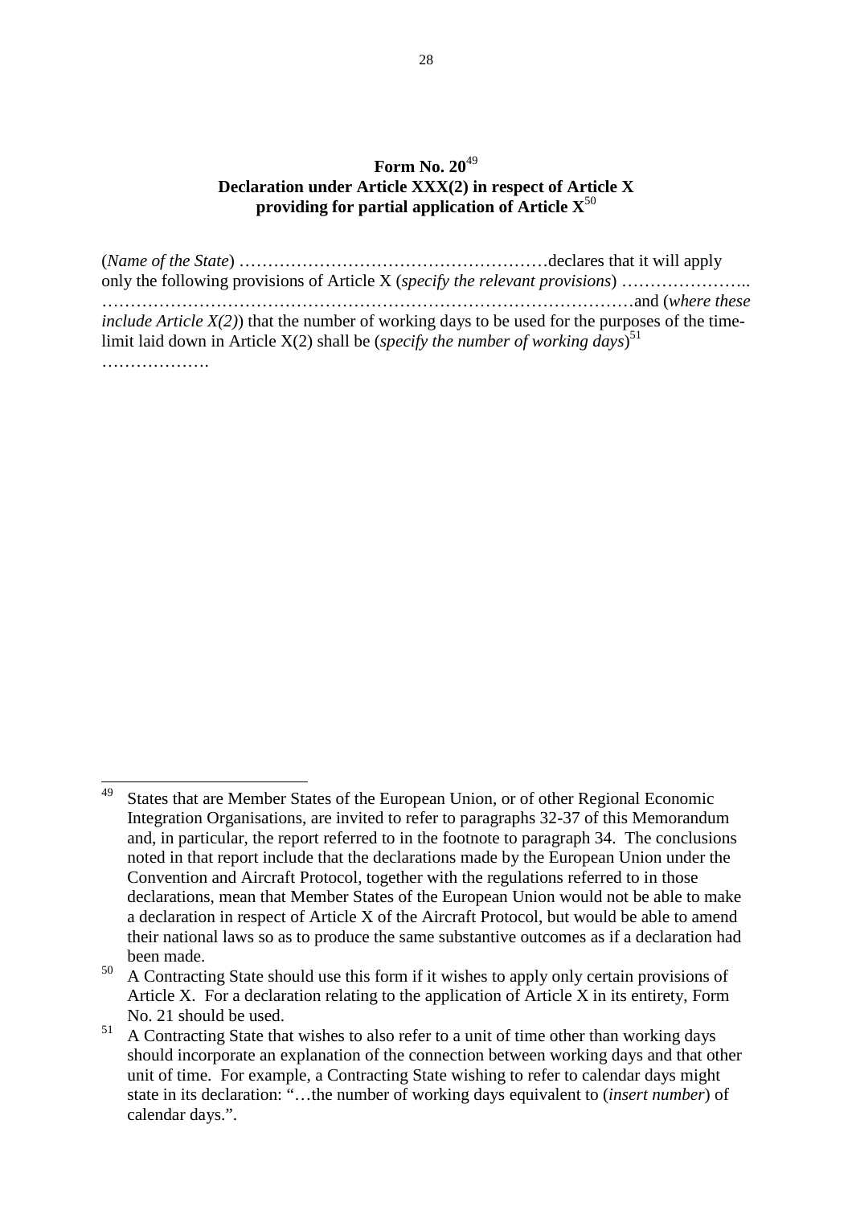**Form No. 20**[49]
**Declaration under Article XXX(2) in respect of Article X providing for partial application of Article X**[50]

(*Name of the State*) ………………………………………………declares that it will apply only the following provisions of Article X (*specify the relevant provisions*) ………………….. ………………………………………………………………………………and (*where these include Article X(2)*) that the number of working days to be used for the purposes of the time-limit laid down in Article X(2) shall be (*specify the number of working days*)[51] ……………….

---

[49] States that are Member States of the European Union, or of other Regional Economic Integration Organisations, are invited to refer to paragraphs 32-37 of this Memorandum and, in particular, the report referred to in the footnote to paragraph 34. The conclusions noted in that report include that the declarations made by the European Union under the Convention and Aircraft Protocol, together with the regulations referred to in those declarations, mean that Member States of the European Union would not be able to make a declaration in respect of Article X of the Aircraft Protocol, but would be able to amend their national laws so as to produce the same substantive outcomes as if a declaration had been made.

[50] A Contracting State should use this form if it wishes to apply only certain provisions of Article X. For a declaration relating to the application of Article X in its entirety, Form No. 21 should be used.

[51] A Contracting State that wishes to also refer to a unit of time other than working days should incorporate an explanation of the connection between working days and that other unit of time. For example, a Contracting State wishing to refer to calendar days might state in its declaration: "…the number of working days equivalent to (*insert number*) of calendar days.".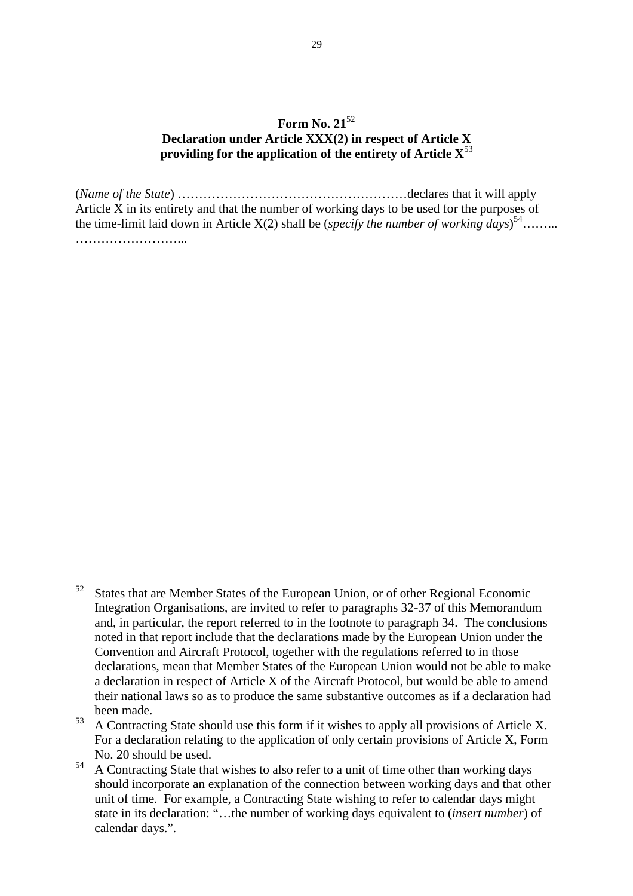**Form No. 21**[52]
**Declaration under Article XXX(2) in respect of Article X providing for the application of the entirety of Article X**[53]

(*Name of the State*) ………………………………………………declares that it will apply Article X in its entirety and that the number of working days to be used for the purposes of the time-limit laid down in Article X(2) shall be (*specify the number of working days*)[54]……... ……………………...

---

[52] States that are Member States of the European Union, or of other Regional Economic Integration Organisations, are invited to refer to paragraphs 32-37 of this Memorandum and, in particular, the report referred to in the footnote to paragraph 34. The conclusions noted in that report include that the declarations made by the European Union under the Convention and Aircraft Protocol, together with the regulations referred to in those declarations, mean that Member States of the European Union would not be able to make a declaration in respect of Article X of the Aircraft Protocol, but would be able to amend their national laws so as to produce the same substantive outcomes as if a declaration had been made.

[53] A Contracting State should use this form if it wishes to apply all provisions of Article X. For a declaration relating to the application of only certain provisions of Article X, Form No. 20 should be used.

[54] A Contracting State that wishes to also refer to a unit of time other than working days should incorporate an explanation of the connection between working days and that other unit of time. For example, a Contracting State wishing to refer to calendar days might state in its declaration: "…the number of working days equivalent to (*insert number*) of calendar days.".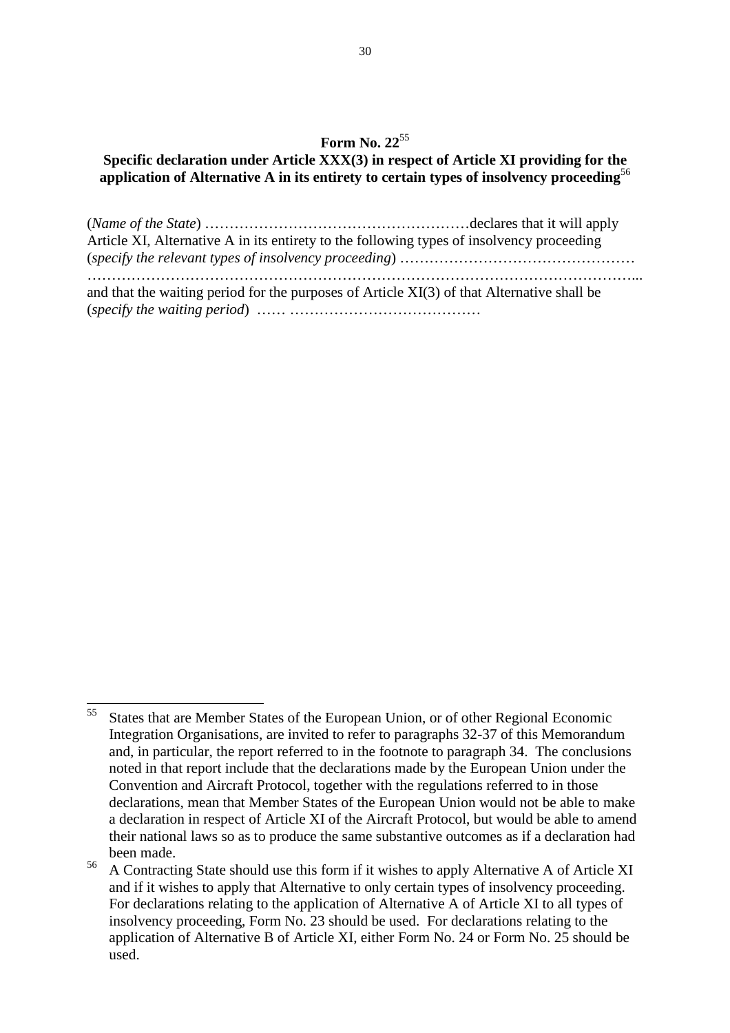**Form No. 22**[55]

**Specific declaration under Article XXX(3) in respect of Article XI providing for the application of Alternative A in its entirety to certain types of insolvency proceeding**[56]

(*Name of the State*) ………………………………………………declares that it will apply Article XI, Alternative A in its entirety to the following types of insolvency proceeding (*specify the relevant types of insolvency proceeding*) …………………………………………
………………………………………………………………………………………………...
and that the waiting period for the purposes of Article XI(3) of that Alternative shall be (*specify the waiting period*) …… …………………………………

---

[55] States that are Member States of the European Union, or of other Regional Economic Integration Organisations, are invited to refer to paragraphs 32-37 of this Memorandum and, in particular, the report referred to in the footnote to paragraph 34. The conclusions noted in that report include that the declarations made by the European Union under the Convention and Aircraft Protocol, together with the regulations referred to in those declarations, mean that Member States of the European Union would not be able to make a declaration in respect of Article XI of the Aircraft Protocol, but would be able to amend their national laws so as to produce the same substantive outcomes as if a declaration had been made.

[56] A Contracting State should use this form if it wishes to apply Alternative A of Article XI and if it wishes to apply that Alternative to only certain types of insolvency proceeding. For declarations relating to the application of Alternative A of Article XI to all types of insolvency proceeding, Form No. 23 should be used. For declarations relating to the application of Alternative B of Article XI, either Form No. 24 or Form No. 25 should be used.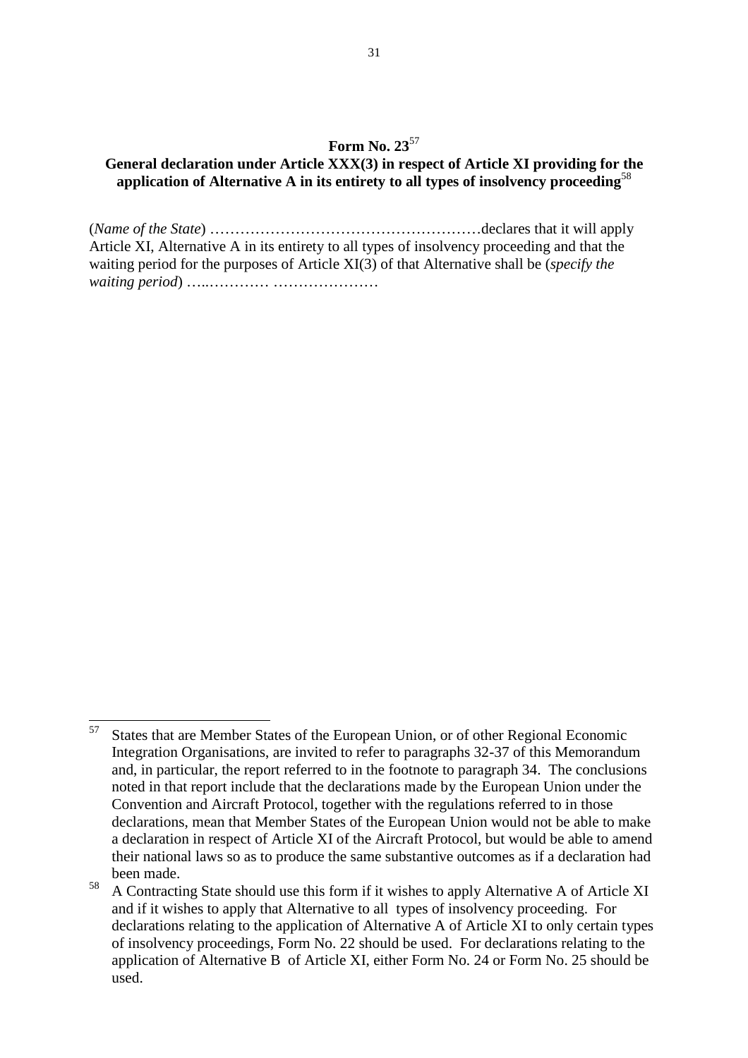**Form No. 23**[57]

**General declaration under Article XXX(3) in respect of Article XI providing for the application of Alternative A in its entirety to all types of insolvency proceeding**[58]

(*Name of the State*) ………………………………………………declares that it will apply Article XI, Alternative A in its entirety to all types of insolvency proceeding and that the waiting period for the purposes of Article XI(3) of that Alternative shall be (*specify the waiting period*) …..………… …………………

---

[57] States that are Member States of the European Union, or of other Regional Economic Integration Organisations, are invited to refer to paragraphs 32-37 of this Memorandum and, in particular, the report referred to in the footnote to paragraph 34. The conclusions noted in that report include that the declarations made by the European Union under the Convention and Aircraft Protocol, together with the regulations referred to in those declarations, mean that Member States of the European Union would not be able to make a declaration in respect of Article XI of the Aircraft Protocol, but would be able to amend their national laws so as to produce the same substantive outcomes as if a declaration had been made.

[58] A Contracting State should use this form if it wishes to apply Alternative A of Article XI and if it wishes to apply that Alternative to all types of insolvency proceeding. For declarations relating to the application of Alternative A of Article XI to only certain types of insolvency proceedings, Form No. 22 should be used. For declarations relating to the application of Alternative B of Article XI, either Form No. 24 or Form No. 25 should be used.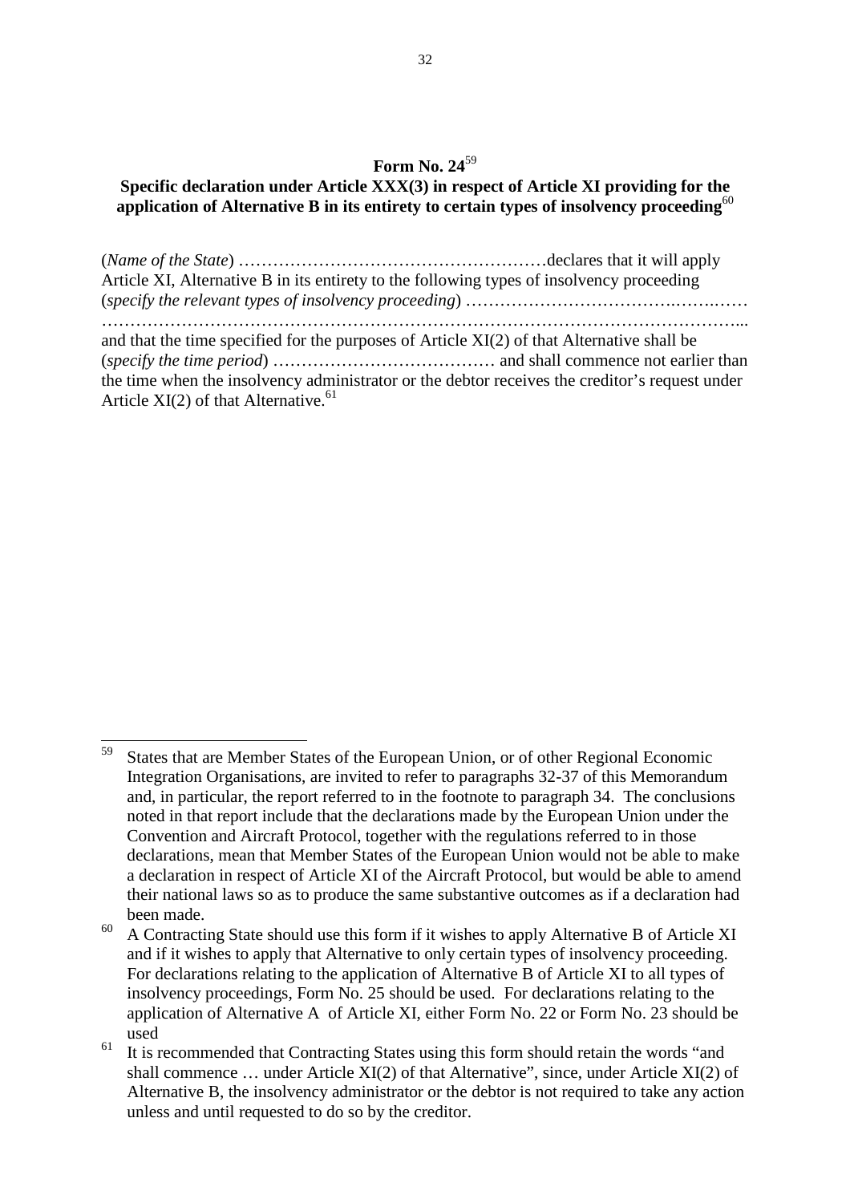## Form No. 24[59]

### Specific declaration under Article XXX(3) in respect of Article XI providing for the application of Alternative B in its entirety to certain types of insolvency proceeding[60]

(*Name of the State*) ………………………………………………declares that it will apply Article XI, Alternative B in its entirety to the following types of insolvency proceeding (*specify the relevant types of insolvency proceeding*) ……………………………….…….……
………………………………………………………………………………………………...
and that the time specified for the purposes of Article XI(2) of that Alternative shall be (*specify the time period*) ………………………………… and shall commence not earlier than the time when the insolvency administrator or the debtor receives the creditor's request under Article XI(2) of that Alternative.[61]

---

[59] States that are Member States of the European Union, or of other Regional Economic Integration Organisations, are invited to refer to paragraphs 32-37 of this Memorandum and, in particular, the report referred to in the footnote to paragraph 34. The conclusions noted in that report include that the declarations made by the European Union under the Convention and Aircraft Protocol, together with the regulations referred to in those declarations, mean that Member States of the European Union would not be able to make a declaration in respect of Article XI of the Aircraft Protocol, but would be able to amend their national laws so as to produce the same substantive outcomes as if a declaration had been made.

[60] A Contracting State should use this form if it wishes to apply Alternative B of Article XI and if it wishes to apply that Alternative to only certain types of insolvency proceeding. For declarations relating to the application of Alternative B of Article XI to all types of insolvency proceedings, Form No. 25 should be used. For declarations relating to the application of Alternative A of Article XI, either Form No. 22 or Form No. 23 should be used

[61] It is recommended that Contracting States using this form should retain the words "and shall commence … under Article XI(2) of that Alternative", since, under Article XI(2) of Alternative B, the insolvency administrator or the debtor is not required to take any action unless and until requested to do so by the creditor.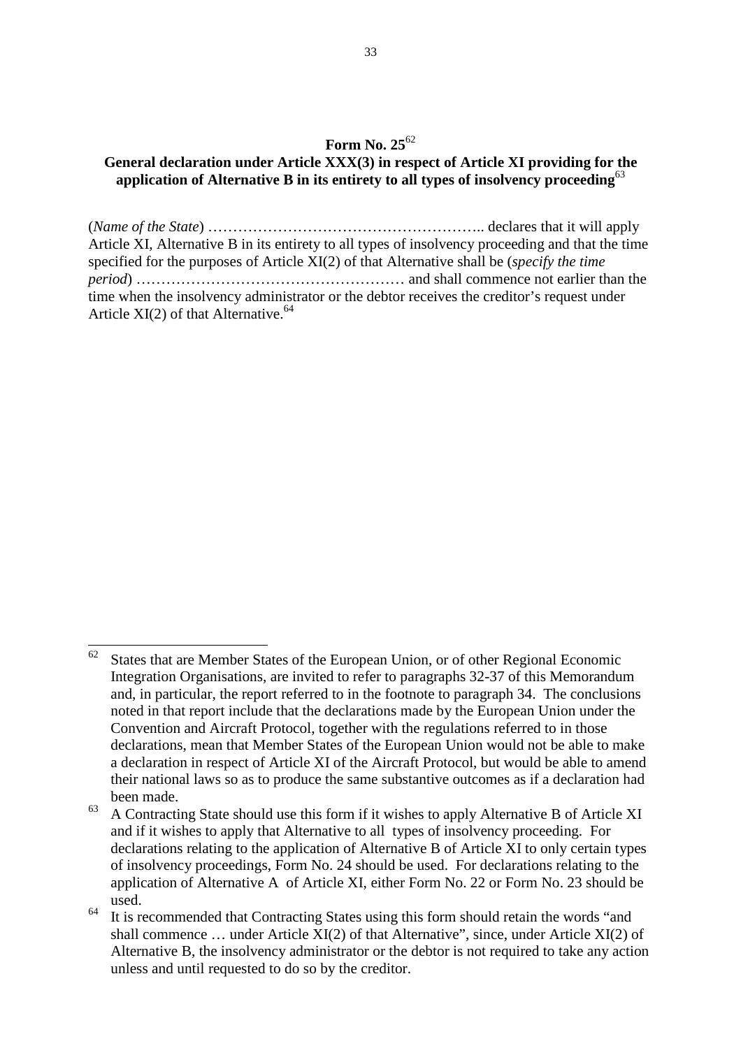## Form No. 25[62]

## General declaration under Article XXX(3) in respect of Article XI providing for the application of Alternative B in its entirety to all types of insolvency proceeding[63]

(*Name of the State*) ……………………………………………….. declares that it will apply Article XI, Alternative B in its entirety to all types of insolvency proceeding and that the time specified for the purposes of Article XI(2) of that Alternative shall be (*specify the time period*) ……………………………………………… and shall commence not earlier than the time when the insolvency administrator or the debtor receives the creditor's request under Article XI(2) of that Alternative.[64]

---

[62] States that are Member States of the European Union, or of other Regional Economic Integration Organisations, are invited to refer to paragraphs 32-37 of this Memorandum and, in particular, the report referred to in the footnote to paragraph 34. The conclusions noted in that report include that the declarations made by the European Union under the Convention and Aircraft Protocol, together with the regulations referred to in those declarations, mean that Member States of the European Union would not be able to make a declaration in respect of Article XI of the Aircraft Protocol, but would be able to amend their national laws so as to produce the same substantive outcomes as if a declaration had been made.

[63] A Contracting State should use this form if it wishes to apply Alternative B of Article XI and if it wishes to apply that Alternative to all types of insolvency proceeding. For declarations relating to the application of Alternative B of Article XI to only certain types of insolvency proceedings, Form No. 24 should be used. For declarations relating to the application of Alternative A of Article XI, either Form No. 22 or Form No. 23 should be used.

[64] It is recommended that Contracting States using this form should retain the words "and shall commence … under Article XI(2) of that Alternative", since, under Article XI(2) of Alternative B, the insolvency administrator or the debtor is not required to take any action unless and until requested to do so by the creditor.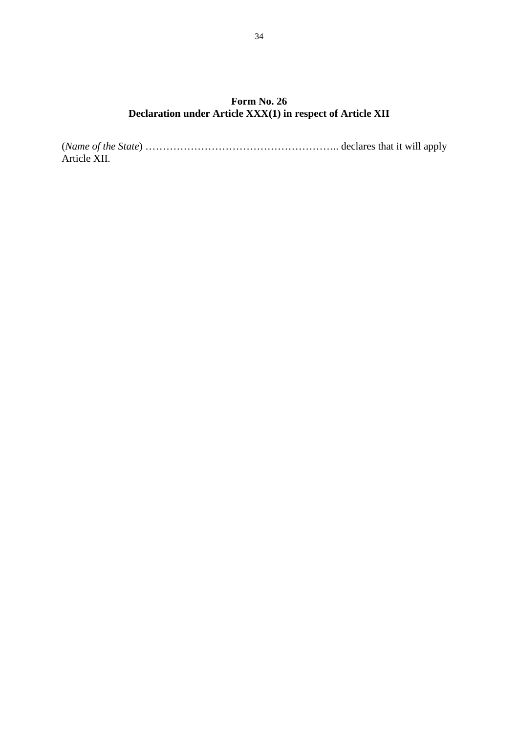**Form No. 26**
**Declaration under Article XXX(1) in respect of Article XII**

(*Name of the State*) ……………………………………………….. declares that it will apply Article XII.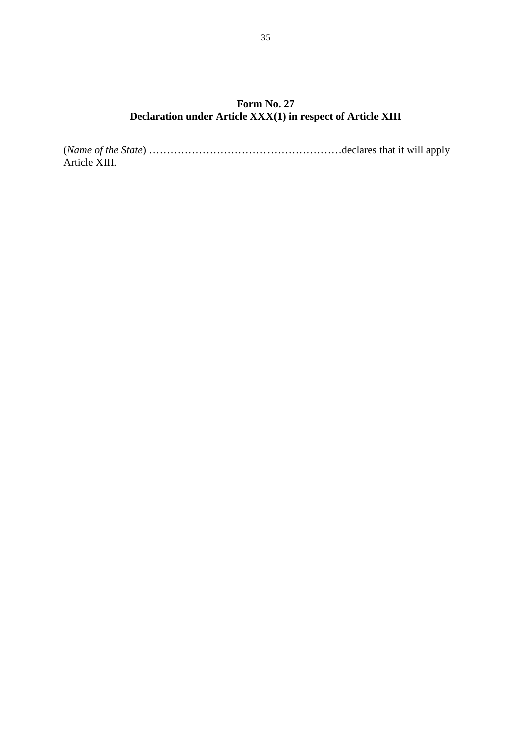**Form No. 27**
**Declaration under Article XXX(1) in respect of Article XIII**

(*Name of the State*) ………………………………………………declares that it will apply Article XIII.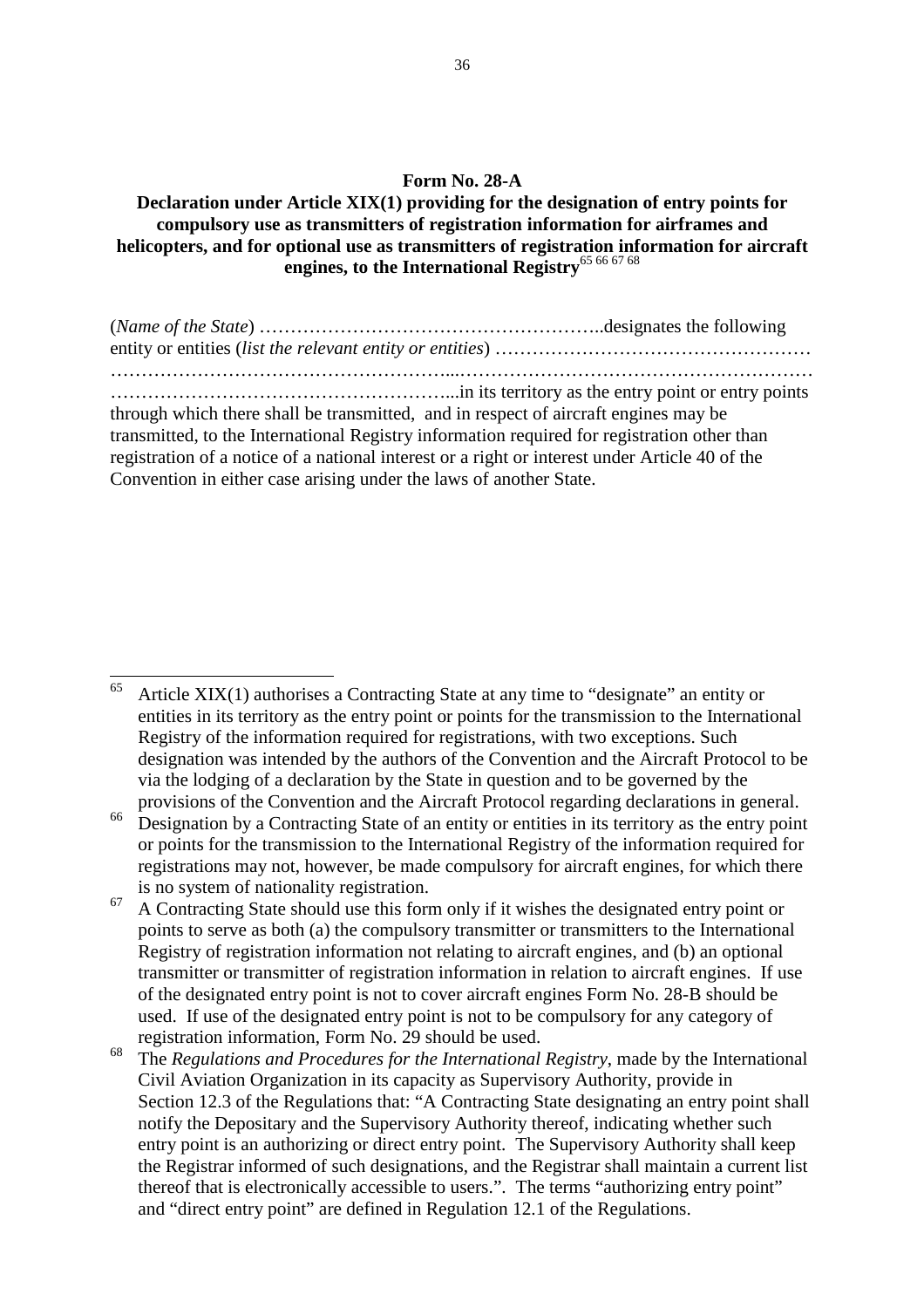**Form No. 28-A**

**Declaration under Article XIX(1) providing for the designation of entry points for compulsory use as transmitters of registration information for airframes and helicopters, and for optional use as transmitters of registration information for aircraft engines, to the International Registry**[65 66 67 68]

(*Name of the State*) ……………………………………………..designates the following entity or entities (*list the relevant entity or entities*) …………………………………………… ……………………………………………...……………………………………………… ……………………………………………...in its territory as the entry point or entry points through which there shall be transmitted, and in respect of aircraft engines may be transmitted, to the International Registry information required for registration other than registration of a notice of a national interest or a right or interest under Article 40 of the Convention in either case arising under the laws of another State.

---

[65] Article XIX(1) authorises a Contracting State at any time to "designate" an entity or entities in its territory as the entry point or points for the transmission to the International Registry of the information required for registrations, with two exceptions. Such designation was intended by the authors of the Convention and the Aircraft Protocol to be via the lodging of a declaration by the State in question and to be governed by the provisions of the Convention and the Aircraft Protocol regarding declarations in general.

[66] Designation by a Contracting State of an entity or entities in its territory as the entry point or points for the transmission to the International Registry of the information required for registrations may not, however, be made compulsory for aircraft engines, for which there is no system of nationality registration.

[67] A Contracting State should use this form only if it wishes the designated entry point or points to serve as both (a) the compulsory transmitter or transmitters to the International Registry of registration information not relating to aircraft engines, and (b) an optional transmitter or transmitter of registration information in relation to aircraft engines. If use of the designated entry point is not to cover aircraft engines Form No. 28-B should be used. If use of the designated entry point is not to be compulsory for any category of registration information, Form No. 29 should be used.

[68] The *Regulations and Procedures for the International Registry*, made by the International Civil Aviation Organization in its capacity as Supervisory Authority, provide in Section 12.3 of the Regulations that: "A Contracting State designating an entry point shall notify the Depositary and the Supervisory Authority thereof, indicating whether such entry point is an authorizing or direct entry point. The Supervisory Authority shall keep the Registrar informed of such designations, and the Registrar shall maintain a current list thereof that is electronically accessible to users.". The terms "authorizing entry point" and "direct entry point" are defined in Regulation 12.1 of the Regulations.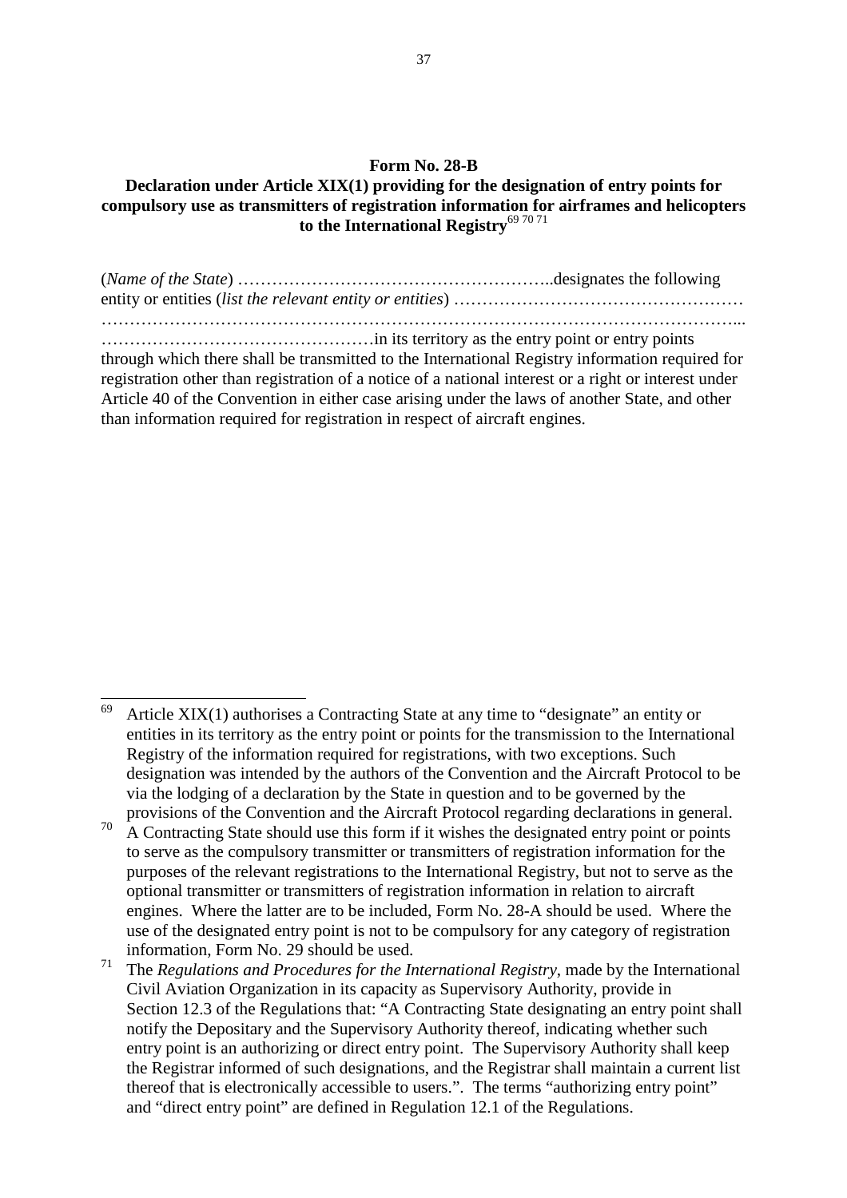**Form No. 28-B**

**Declaration under Article XIX(1) providing for the designation of entry points for compulsory use as transmitters of registration information for airframes and helicopters to the International Registry**[69] [70] [71]

(*Name of the State*) ………………………………………………..designates the following entity or entities (*list the relevant entity or entities*) …………………………………………… ……………………………………………………………………………………………………... …………………………………………in its territory as the entry point or entry points through which there shall be transmitted to the International Registry information required for registration other than registration of a notice of a national interest or a right or interest under Article 40 of the Convention in either case arising under the laws of another State, and other than information required for registration in respect of aircraft engines.

---

[69] Article XIX(1) authorises a Contracting State at any time to "designate" an entity or entities in its territory as the entry point or points for the transmission to the International Registry of the information required for registrations, with two exceptions. Such designation was intended by the authors of the Convention and the Aircraft Protocol to be via the lodging of a declaration by the State in question and to be governed by the provisions of the Convention and the Aircraft Protocol regarding declarations in general.

[70] A Contracting State should use this form if it wishes the designated entry point or points to serve as the compulsory transmitter or transmitters of registration information for the purposes of the relevant registrations to the International Registry, but not to serve as the optional transmitter or transmitters of registration information in relation to aircraft engines. Where the latter are to be included, Form No. 28-A should be used. Where the use of the designated entry point is not to be compulsory for any category of registration information, Form No. 29 should be used.

[71] The *Regulations and Procedures for the International Registry*, made by the International Civil Aviation Organization in its capacity as Supervisory Authority, provide in Section 12.3 of the Regulations that: "A Contracting State designating an entry point shall notify the Depositary and the Supervisory Authority thereof, indicating whether such entry point is an authorizing or direct entry point. The Supervisory Authority shall keep the Registrar informed of such designations, and the Registrar shall maintain a current list thereof that is electronically accessible to users.". The terms "authorizing entry point" and "direct entry point" are defined in Regulation 12.1 of the Regulations.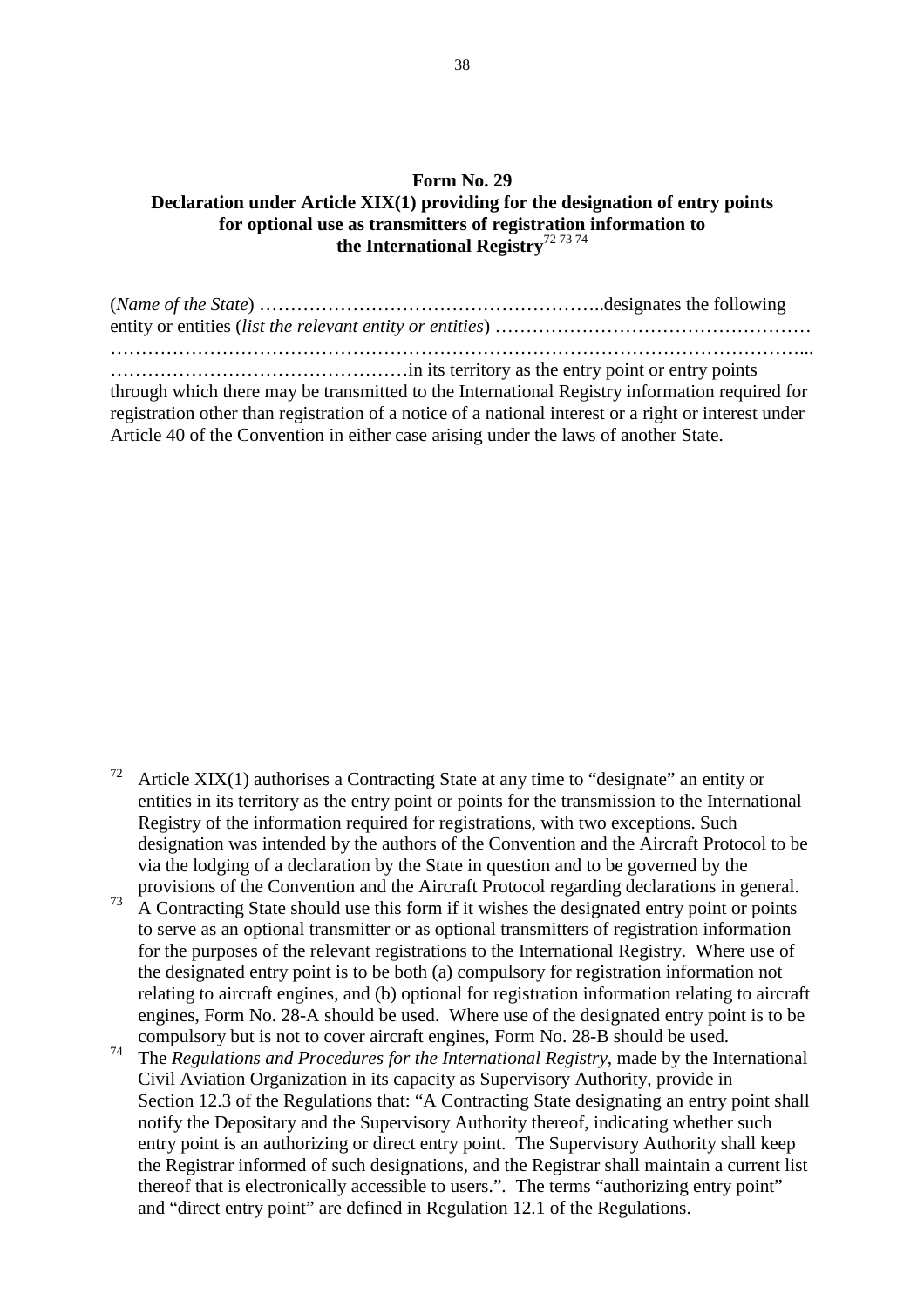**Form No. 29**
**Declaration under Article XIX(1) providing for the designation of entry points for optional use as transmitters of registration information to the International Registry**[72] [73] [74]

(*Name of the State*) ……………………………………………..designates the following entity or entities (*list the relevant entity or entities*) ………………………………………… …………………………………………………………………………………………………... …………………………………………in its territory as the entry point or entry points through which there may be transmitted to the International Registry information required for registration other than registration of a notice of a national interest or a right or interest under Article 40 of the Convention in either case arising under the laws of another State.

---

[72] Article XIX(1) authorises a Contracting State at any time to "designate" an entity or entities in its territory as the entry point or points for the transmission to the International Registry of the information required for registrations, with two exceptions. Such designation was intended by the authors of the Convention and the Aircraft Protocol to be via the lodging of a declaration by the State in question and to be governed by the provisions of the Convention and the Aircraft Protocol regarding declarations in general.

[73] A Contracting State should use this form if it wishes the designated entry point or points to serve as an optional transmitter or as optional transmitters of registration information for the purposes of the relevant registrations to the International Registry. Where use of the designated entry point is to be both (a) compulsory for registration information not relating to aircraft engines, and (b) optional for registration information relating to aircraft engines, Form No. 28-A should be used. Where use of the designated entry point is to be compulsory but is not to cover aircraft engines, Form No. 28-B should be used.

[74] The *Regulations and Procedures for the International Registry*, made by the International Civil Aviation Organization in its capacity as Supervisory Authority, provide in Section 12.3 of the Regulations that: "A Contracting State designating an entry point shall notify the Depositary and the Supervisory Authority thereof, indicating whether such entry point is an authorizing or direct entry point. The Supervisory Authority shall keep the Registrar informed of such designations, and the Registrar shall maintain a current list thereof that is electronically accessible to users.". The terms "authorizing entry point" and "direct entry point" are defined in Regulation 12.1 of the Regulations.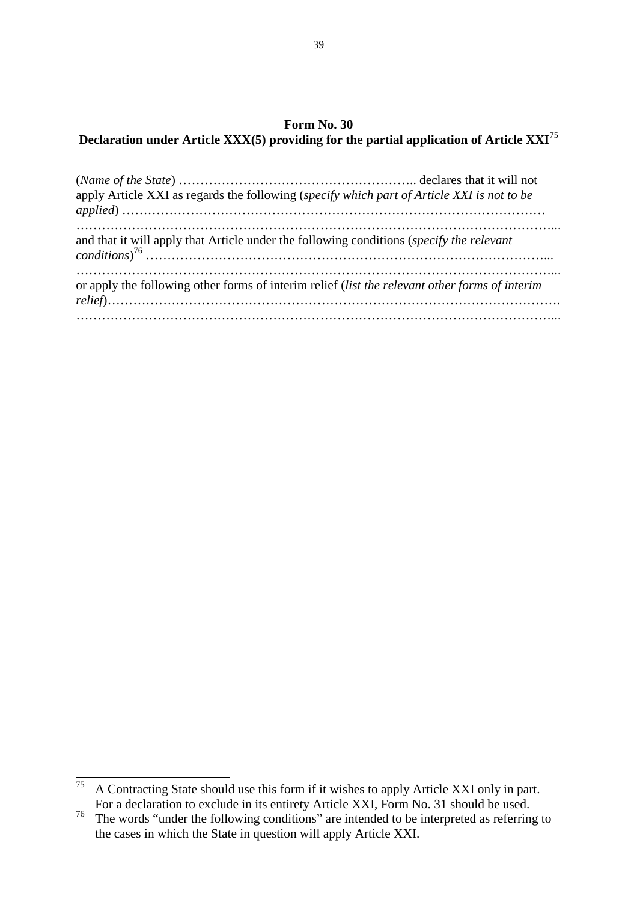**Form No. 30**
**Declaration under Article XXX(5) providing for the partial application of Article XXI**[75]

(*Name of the State*) ……………………………………………….. declares that it will not apply Article XXI as regards the following (*specify which part of Article XXI is not to be applied*) …………………………………………………………………………………
……………………………………………………………………………………………...
and that it will apply that Article under the following conditions (*specify the relevant conditions*)[76] ……………………………………………………………………………...
……………………………………………………………………………………………...
or apply the following other forms of interim relief (*list the relevant other forms of interim relief*)……………………………………………………………………………………….
……………………………………………………………………………………………...

---

[75] A Contracting State should use this form if it wishes to apply Article XXI only in part. For a declaration to exclude in its entirety Article XXI, Form No. 31 should be used.

[76] The words "under the following conditions" are intended to be interpreted as referring to the cases in which the State in question will apply Article XXI.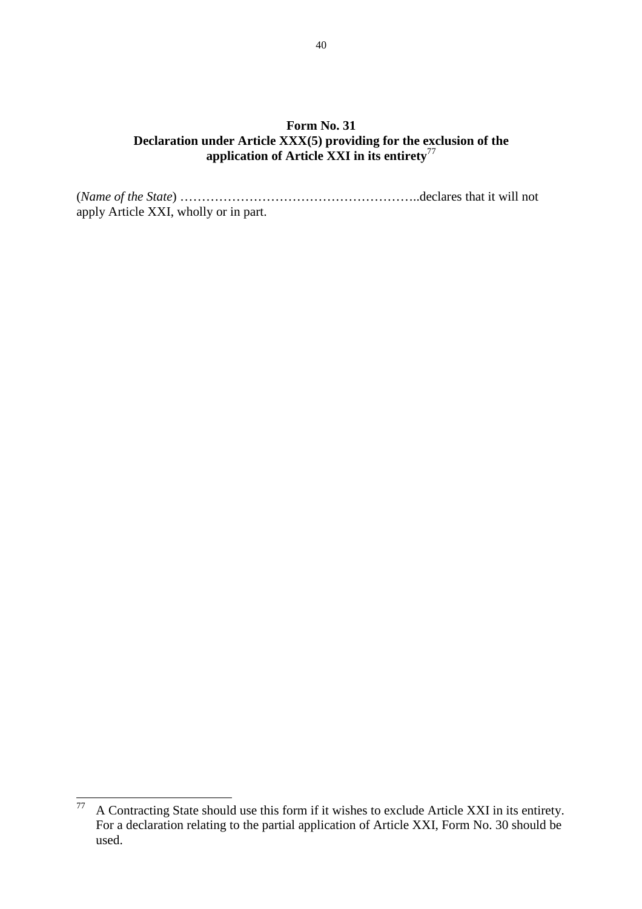**Form No. 31**
**Declaration under Article XXX(5) providing for the exclusion of the application of Article XXI in its entirety**[77]

(*Name of the State*) ………………………………………………..declares that it will not apply Article XXI, wholly or in part.

[77] A Contracting State should use this form if it wishes to exclude Article XXI in its entirety. For a declaration relating to the partial application of Article XXI, Form No. 30 should be used.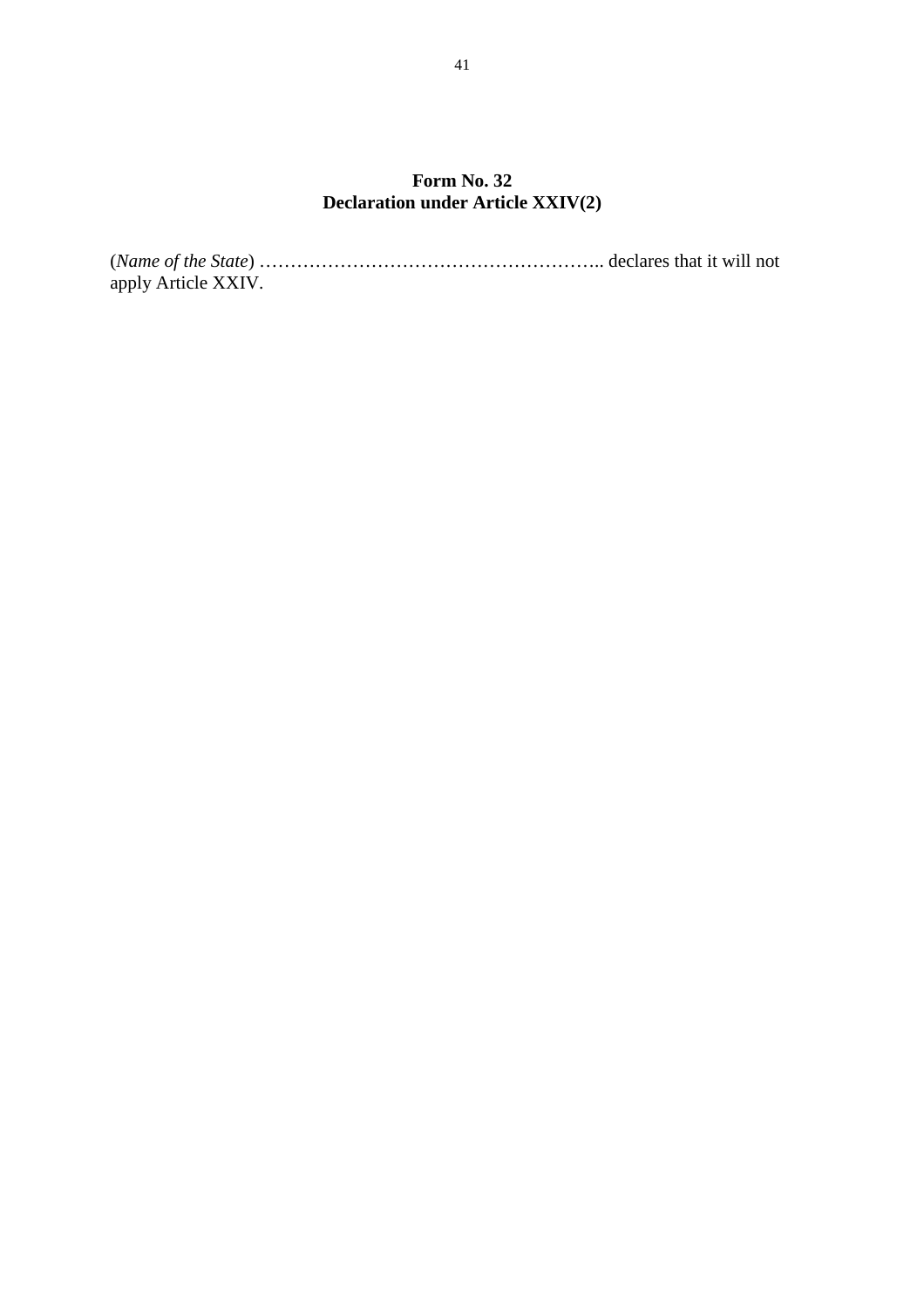**Form No. 32**
**Declaration under Article XXIV(2)**

(*Name of the State*) ……………………………………………….. declares that it will not apply Article XXIV.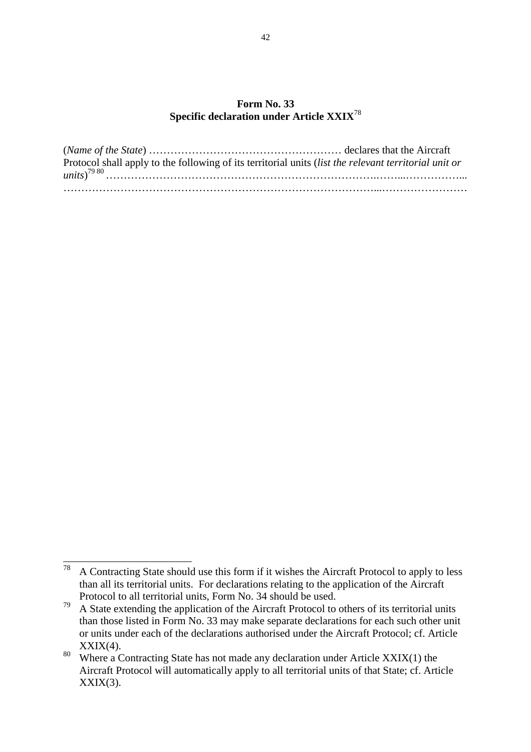**Form No. 33**
**Specific declaration under Article XXIX**[78]

(*Name of the State*) ……………………………………………… declares that the Aircraft Protocol shall apply to the following of its territorial units (*list the relevant territorial unit or units*)[79] [80] …………………………………………………………….……...……………...
…………………………………………………………………………...……………………

---

[78] A Contracting State should use this form if it wishes the Aircraft Protocol to apply to less than all its territorial units. For declarations relating to the application of the Aircraft Protocol to all territorial units, Form No. 34 should be used.

[79] A State extending the application of the Aircraft Protocol to others of its territorial units than those listed in Form No. 33 may make separate declarations for each such other unit or units under each of the declarations authorised under the Aircraft Protocol; cf. Article XXIX(4).

[80] Where a Contracting State has not made any declaration under Article XXIX(1) the Aircraft Protocol will automatically apply to all territorial units of that State; cf. Article XXIX(3).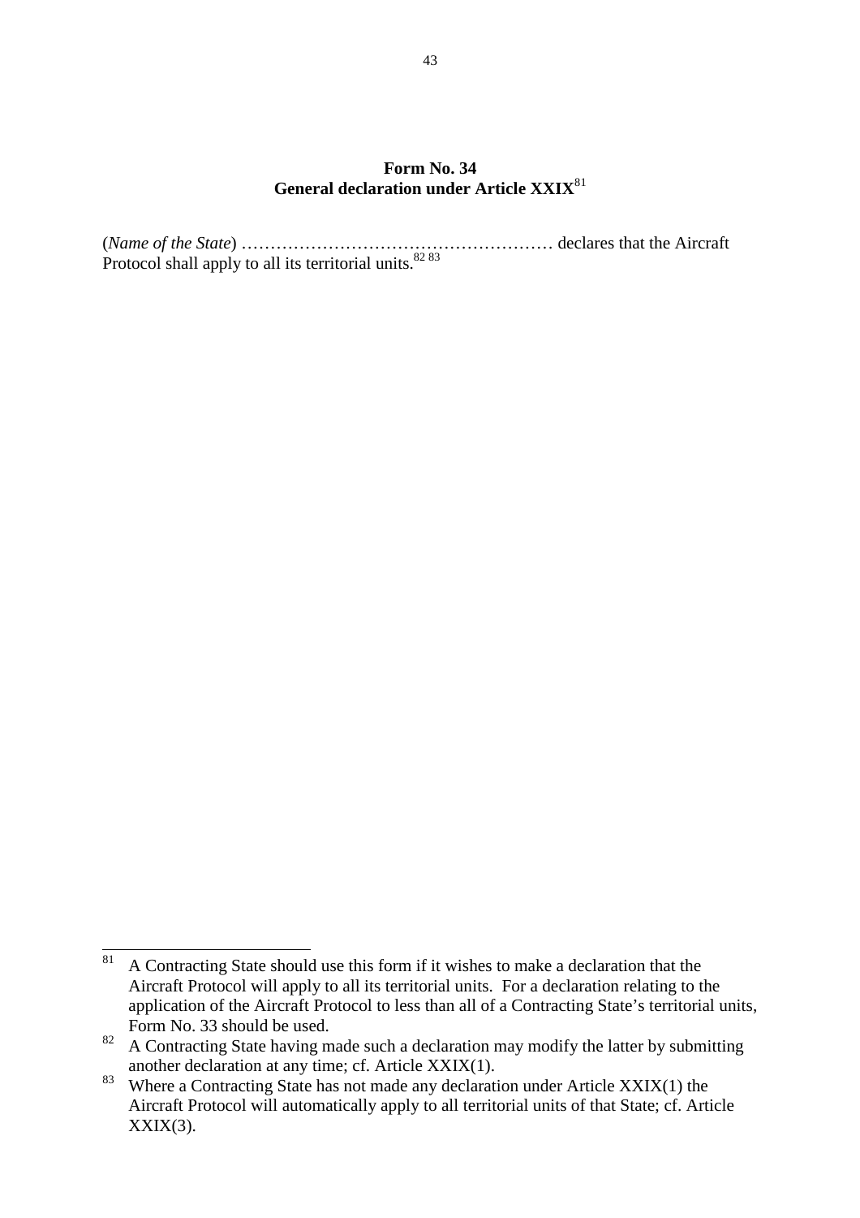**Form No. 34**
**General declaration under Article XXIX**[81]

(*Name of the State*) ……………………………………………… declares that the Aircraft Protocol shall apply to all its territorial units.[82] [83]

---

[81] A Contracting State should use this form if it wishes to make a declaration that the Aircraft Protocol will apply to all its territorial units. For a declaration relating to the application of the Aircraft Protocol to less than all of a Contracting State's territorial units, Form No. 33 should be used.

[82] A Contracting State having made such a declaration may modify the latter by submitting another declaration at any time; cf. Article XXIX(1).

[83] Where a Contracting State has not made any declaration under Article XXIX(1) the Aircraft Protocol will automatically apply to all territorial units of that State; cf. Article XXIX(3).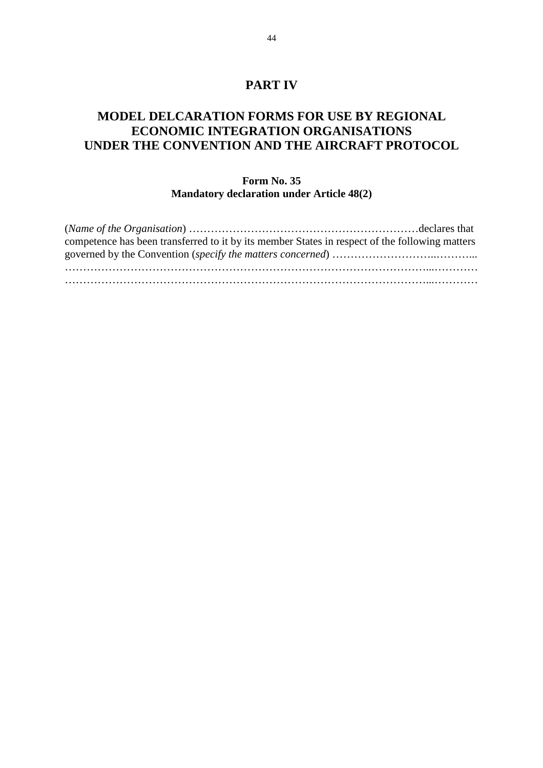# PART IV

# MODEL DELCARATION FORMS FOR USE BY REGIONAL ECONOMIC INTEGRATION ORGANISATIONS UNDER THE CONVENTION AND THE AIRCRAFT PROTOCOL

### Form No. 35
### Mandatory declaration under Article 48(2)

(*Name of the Organisation*) ………………………………………………………declares that competence has been transferred to it by its member States in respect of the following matters governed by the Convention (*specify the matters concerned*) ……………………..………...
…………………………………………………………………………………………...…………
…………………………………………………………………………………………...…………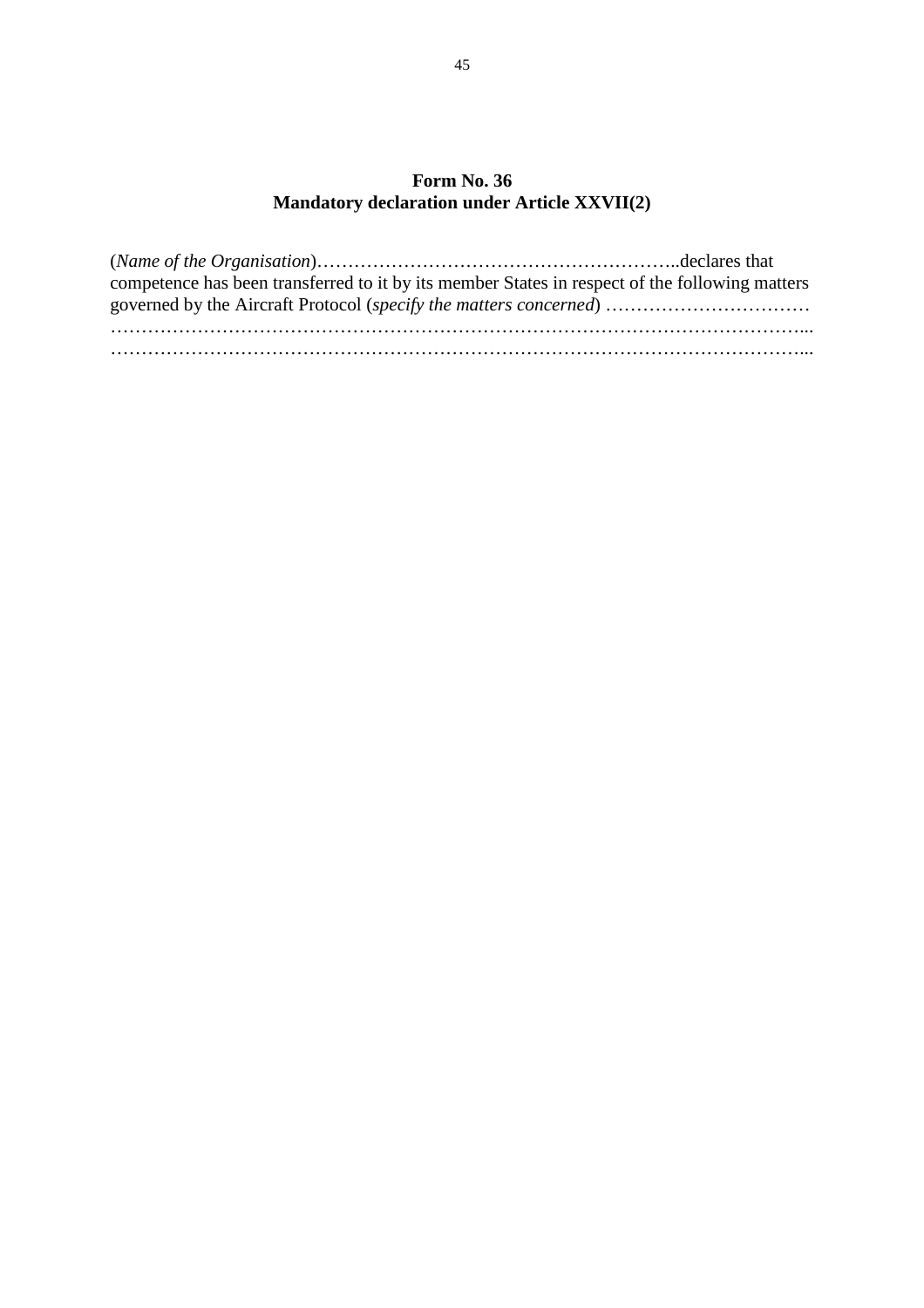**Form No. 36**
**Mandatory declaration under Article XXVII(2)**

(*Name of the Organisation*)…………………………………………………..declares that competence has been transferred to it by its member States in respect of the following matters governed by the Aircraft Protocol (*specify the matters concerned*) ……………………………
……………………………………………………………………………………………...
……………………………………………………………………………………………...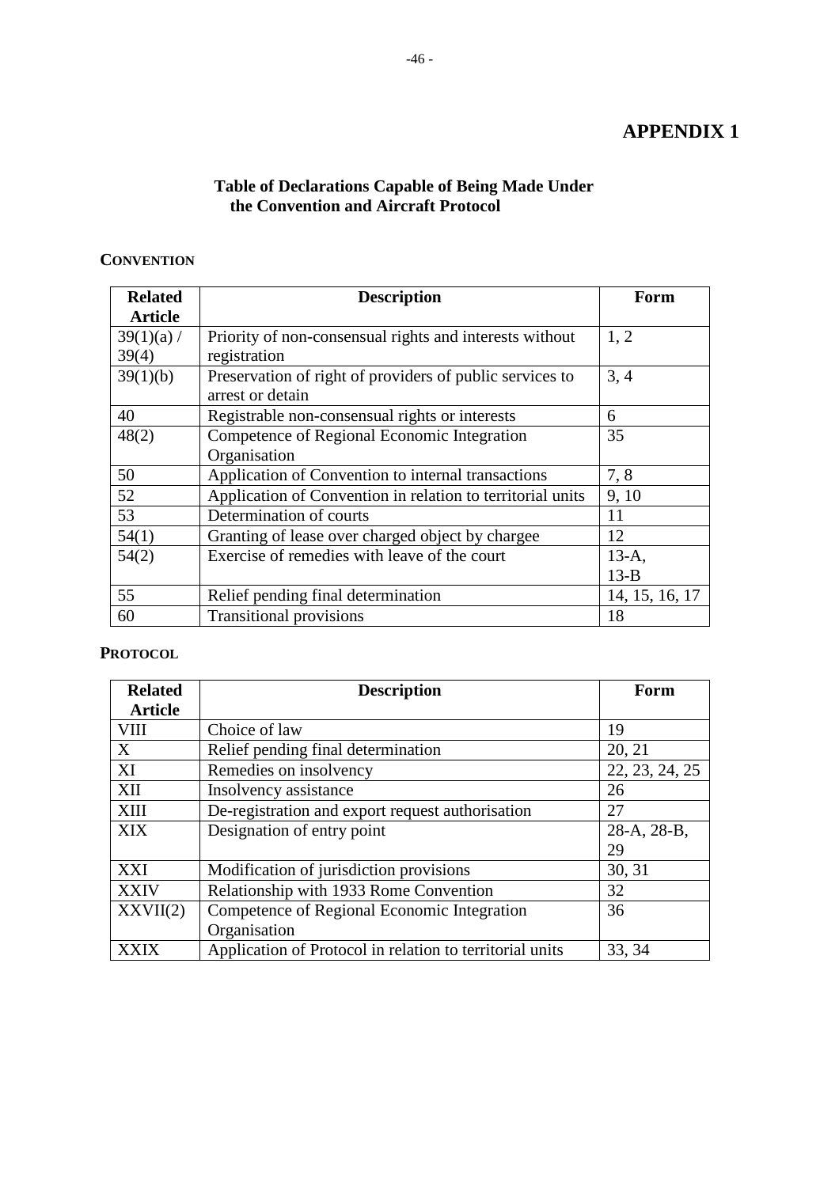# APPENDIX 1

## Table of Declarations Capable of Being Made Under the Convention and Aircraft Protocol

### CONVENTION

| Related Article | Description | Form |
|---|---|---|
| 39(1)(a) / 39(4) | Priority of non-consensual rights and interests without registration | 1, 2 |
| 39(1)(b) | Preservation of right of providers of public services to arrest or detain | 3, 4 |
| 40 | Registrable non-consensual rights or interests | 6 |
| 48(2) | Competence of Regional Economic Integration Organisation | 35 |
| 50 | Application of Convention to internal transactions | 7, 8 |
| 52 | Application of Convention in relation to territorial units | 9, 10 |
| 53 | Determination of courts | 11 |
| 54(1) | Granting of lease over charged object by chargee | 12 |
| 54(2) | Exercise of remedies with leave of the court | 13-A, 13-B |
| 55 | Relief pending final determination | 14, 15, 16, 17 |
| 60 | Transitional provisions | 18 |

### PROTOCOL

| Related Article | Description | Form |
|---|---|---|
| VIII | Choice of law | 19 |
| X | Relief pending final determination | 20, 21 |
| XI | Remedies on insolvency | 22, 23, 24, 25 |
| XII | Insolvency assistance | 26 |
| XIII | De-registration and export request authorisation | 27 |
| XIX | Designation of entry point | 28-A, 28-B, 29 |
| XXI | Modification of jurisdiction provisions | 30, 31 |
| XXIV | Relationship with 1933 Rome Convention | 32 |
| XXVII(2) | Competence of Regional Economic Integration Organisation | 36 |
| XXIX | Application of Protocol in relation to territorial units | 33, 34 |